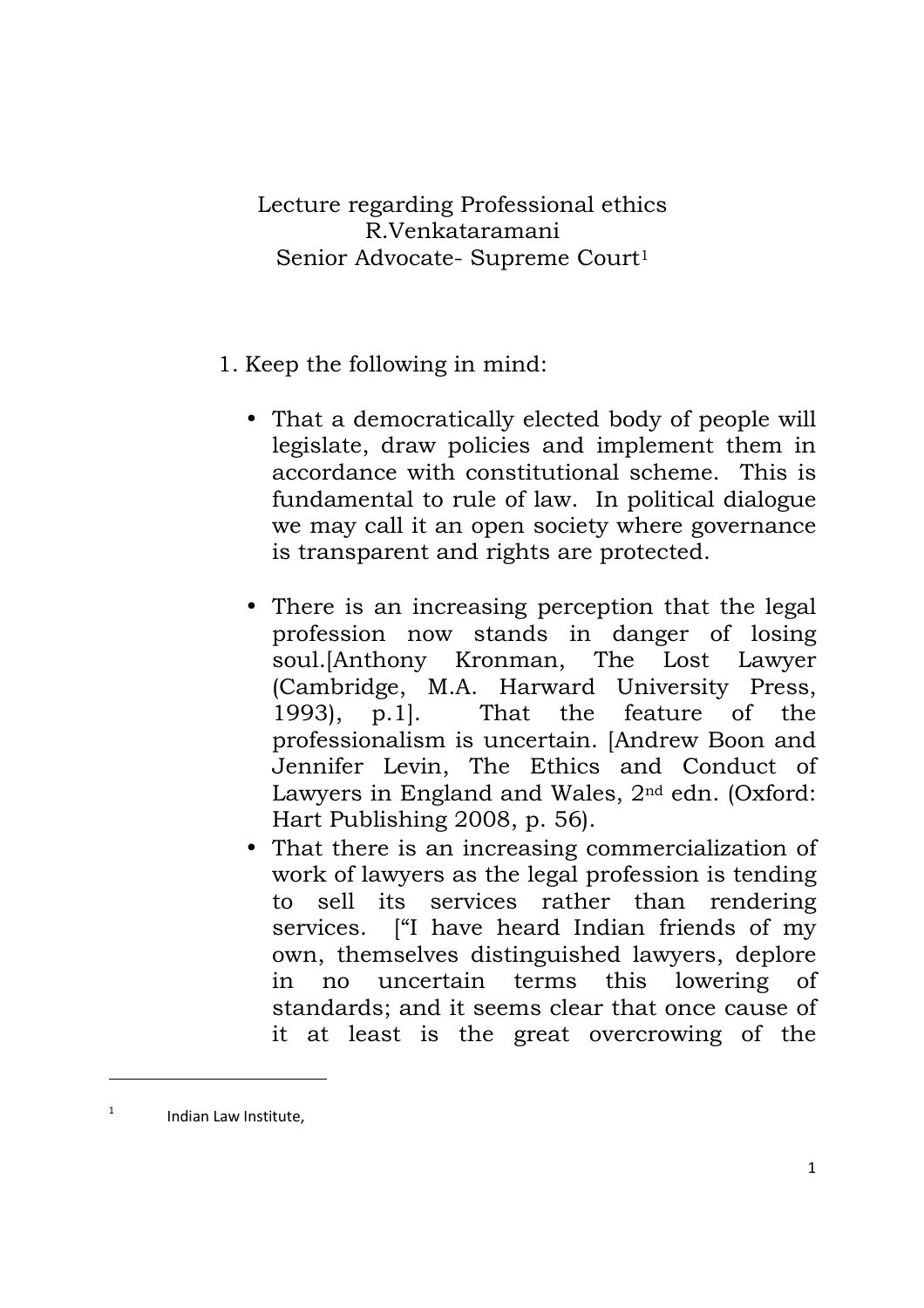Lecture regarding Professional ethics
R.Venkataramani
Senior Advocate- Supreme Court[1]

1. Keep the following in mind:

   - That a democratically elected body of people will legislate, draw policies and implement them in accordance with constitutional scheme. This is fundamental to rule of law. In political dialogue we may call it an open society where governance is transparent and rights are protected.

   - There is an increasing perception that the legal profession now stands in danger of losing soul.[Anthony Kronman, The Lost Lawyer (Cambridge, M.A. Harward University Press, 1993), p.1]. That the feature of the professionalism is uncertain. [Andrew Boon and Jennifer Levin, The Ethics and Conduct of Lawyers in England and Wales, 2nd edn. (Oxford: Hart Publishing 2008, p. 56).
   - That there is an increasing commercialization of work of lawyers as the legal profession is tending to sell its services rather than rendering services. ["I have heard Indian friends of my own, themselves distinguished lawyers, deplore in no uncertain terms this lowering of standards; and it seems clear that once cause of it at least is the great overcrowing of the

---

[1] Indian Law Institute,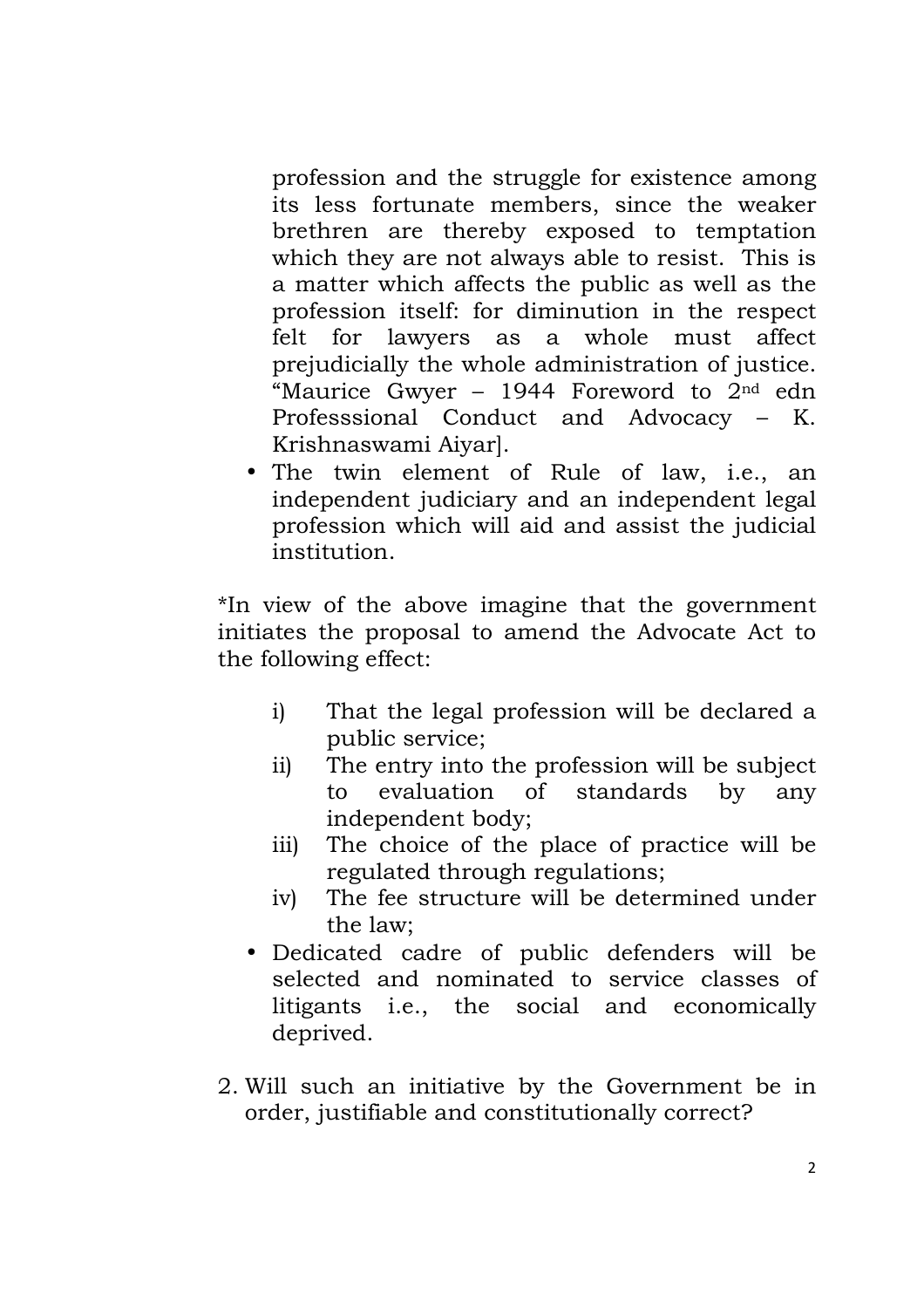profession and the struggle for existence among its less fortunate members, since the weaker brethren are thereby exposed to temptation which they are not always able to resist. This is a matter which affects the public as well as the profession itself: for diminution in the respect felt for lawyers as a whole must affect prejudicially the whole administration of justice. "Maurice Gwyer – 1944 Foreword to 2nd edn Professsional Conduct and Advocacy – K. Krishnaswami Aiyar].

- The twin element of Rule of law, i.e., an independent judiciary and an independent legal profession which will aid and assist the judicial institution.

*In view of the above imagine that the government initiates the proposal to amend the Advocate Act to the following effect:

i) That the legal profession will be declared a public service;
ii) The entry into the profession will be subject to evaluation of standards by any independent body;
iii) The choice of the place of practice will be regulated through regulations;
iv) The fee structure will be determined under the law;

- Dedicated cadre of public defenders will be selected and nominated to service classes of litigants i.e., the social and economically deprived.

2. Will such an initiative by the Government be in order, justifiable and constitutionally correct?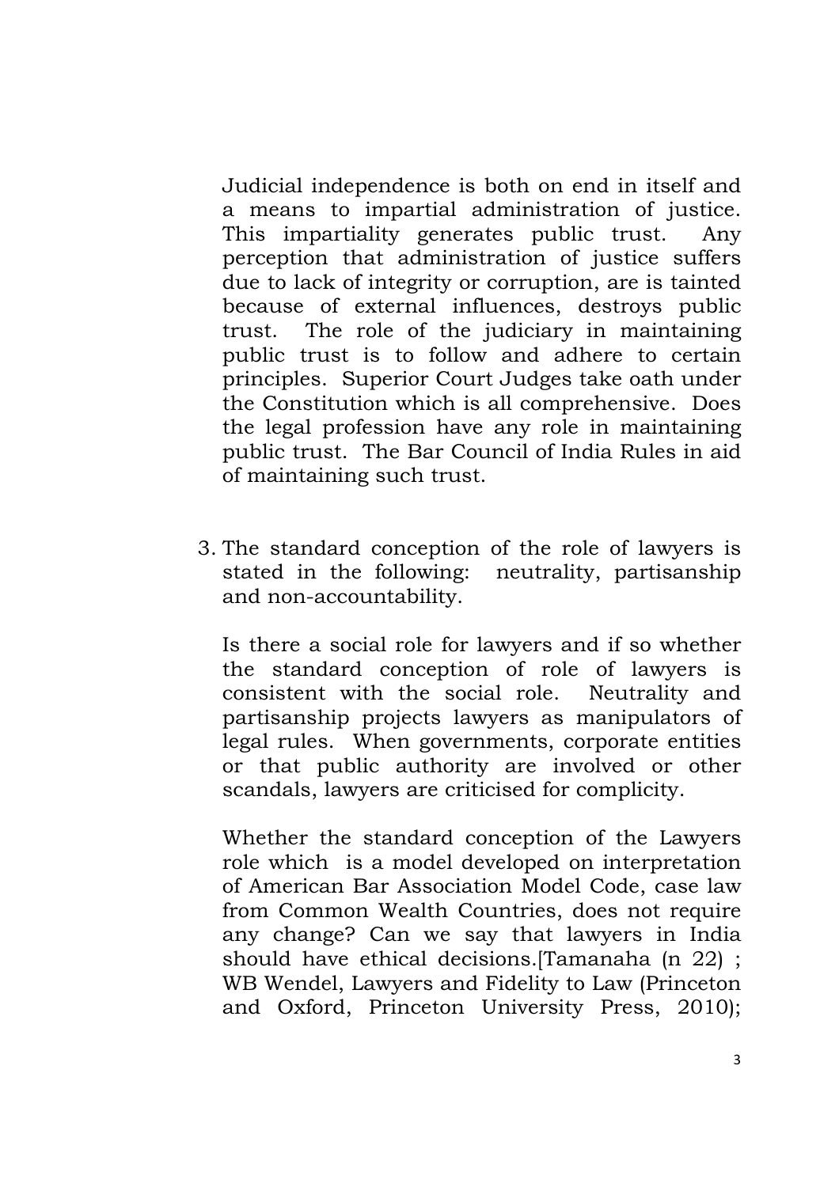Judicial independence is both on end in itself and a means to impartial administration of justice. This impartiality generates public trust. Any perception that administration of justice suffers due to lack of integrity or corruption, are is tainted because of external influences, destroys public trust. The role of the judiciary in maintaining public trust is to follow and adhere to certain principles. Superior Court Judges take oath under the Constitution which is all comprehensive. Does the legal profession have any role in maintaining public trust. The Bar Council of India Rules in aid of maintaining such trust.

3. The standard conception of the role of lawyers is stated in the following: neutrality, partisanship and non-accountability.

   Is there a social role for lawyers and if so whether the standard conception of role of lawyers is consistent with the social role. Neutrality and partisanship projects lawyers as manipulators of legal rules. When governments, corporate entities or that public authority are involved or other scandals, lawyers are criticised for complicity.

   Whether the standard conception of the Lawyers role which is a model developed on interpretation of American Bar Association Model Code, case law from Common Wealth Countries, does not require any change? Can we say that lawyers in India should have ethical decisions.[Tamanaha (n 22) ; WB Wendel, Lawyers and Fidelity to Law (Princeton and Oxford, Princeton University Press, 2010);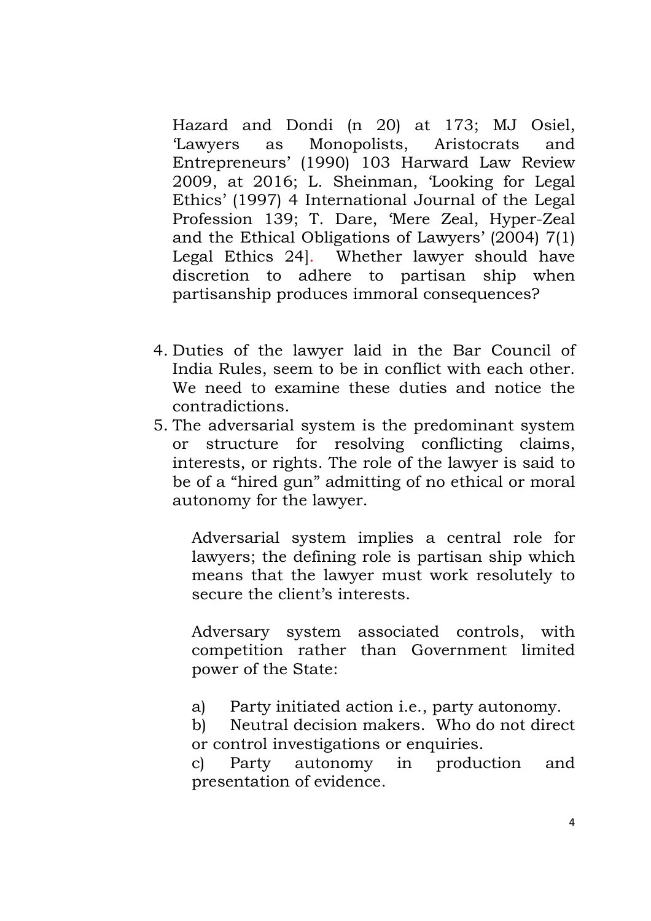Hazard and Dondi (n 20) at 173; MJ Osiel, 'Lawyers as Monopolists, Aristocrats and Entrepreneurs' (1990) 103 Harward Law Review 2009, at 2016; L. Sheinman, 'Looking for Legal Ethics' (1997) 4 International Journal of the Legal Profession 139; T. Dare, 'Mere Zeal, Hyper-Zeal and the Ethical Obligations of Lawyers' (2004) 7(1) Legal Ethics 24]. Whether lawyer should have discretion to adhere to partisan ship when partisanship produces immoral consequences?

4. Duties of the lawyer laid in the Bar Council of India Rules, seem to be in conflict with each other. We need to examine these duties and notice the contradictions.
5. The adversarial system is the predominant system or structure for resolving conflicting claims, interests, or rights. The role of the lawyer is said to be of a "hired gun" admitting of no ethical or moral autonomy for the lawyer.

   Adversarial system implies a central role for lawyers; the defining role is partisan ship which means that the lawyer must work resolutely to secure the client's interests.

   Adversary system associated controls, with competition rather than Government limited power of the State:

   a) Party initiated action i.e., party autonomy.
   b) Neutral decision makers. Who do not direct or control investigations or enquiries.
   c) Party autonomy in production and presentation of evidence.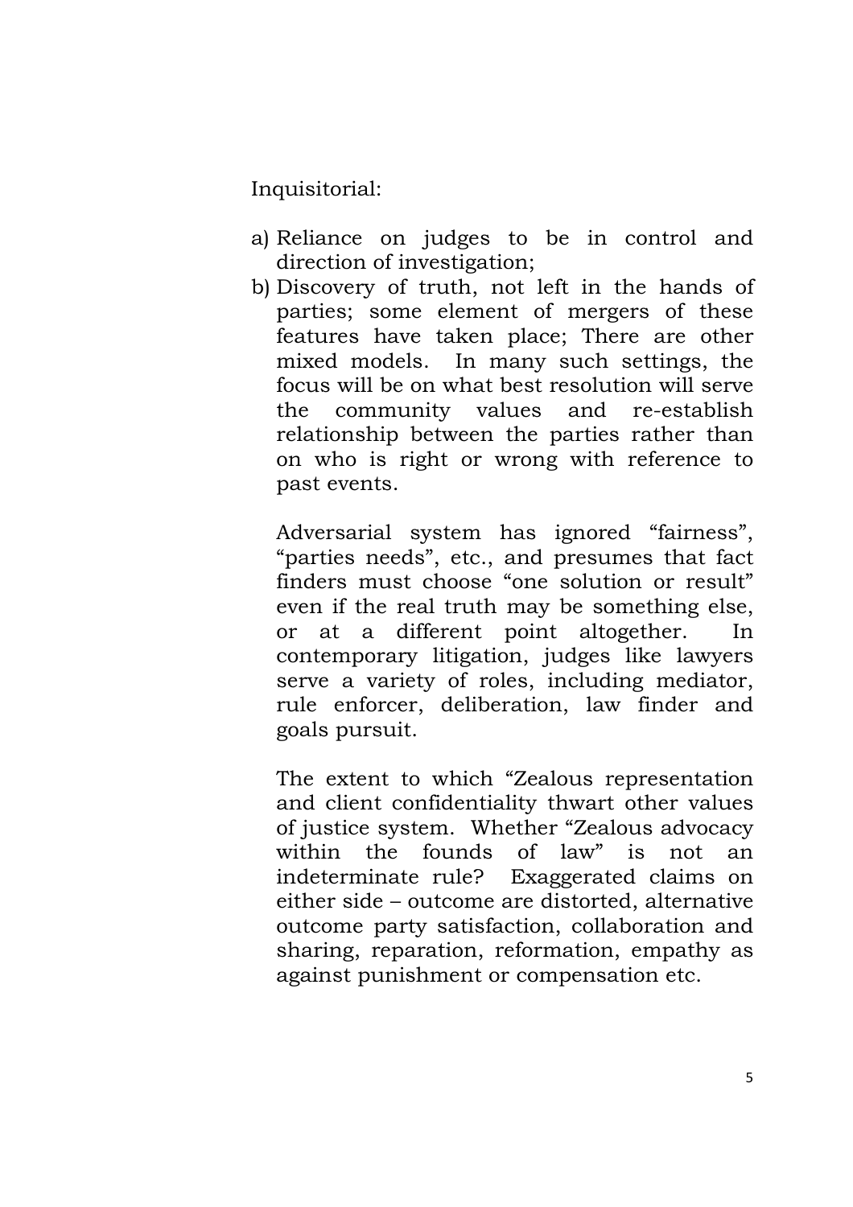Inquisitorial:

a) Reliance on judges to be in control and direction of investigation;
b) Discovery of truth, not left in the hands of parties; some element of mergers of these features have taken place; There are other mixed models. In many such settings, the focus will be on what best resolution will serve the community values and re-establish relationship between the parties rather than on who is right or wrong with reference to past events.

   Adversarial system has ignored "fairness", "parties needs", etc., and presumes that fact finders must choose "one solution or result" even if the real truth may be something else, or at a different point altogether. In contemporary litigation, judges like lawyers serve a variety of roles, including mediator, rule enforcer, deliberation, law finder and goals pursuit.

   The extent to which "Zealous representation and client confidentiality thwart other values of justice system. Whether "Zealous advocacy within the founds of law" is not an indeterminate rule? Exaggerated claims on either side – outcome are distorted, alternative outcome party satisfaction, collaboration and sharing, reparation, reformation, empathy as against punishment or compensation etc.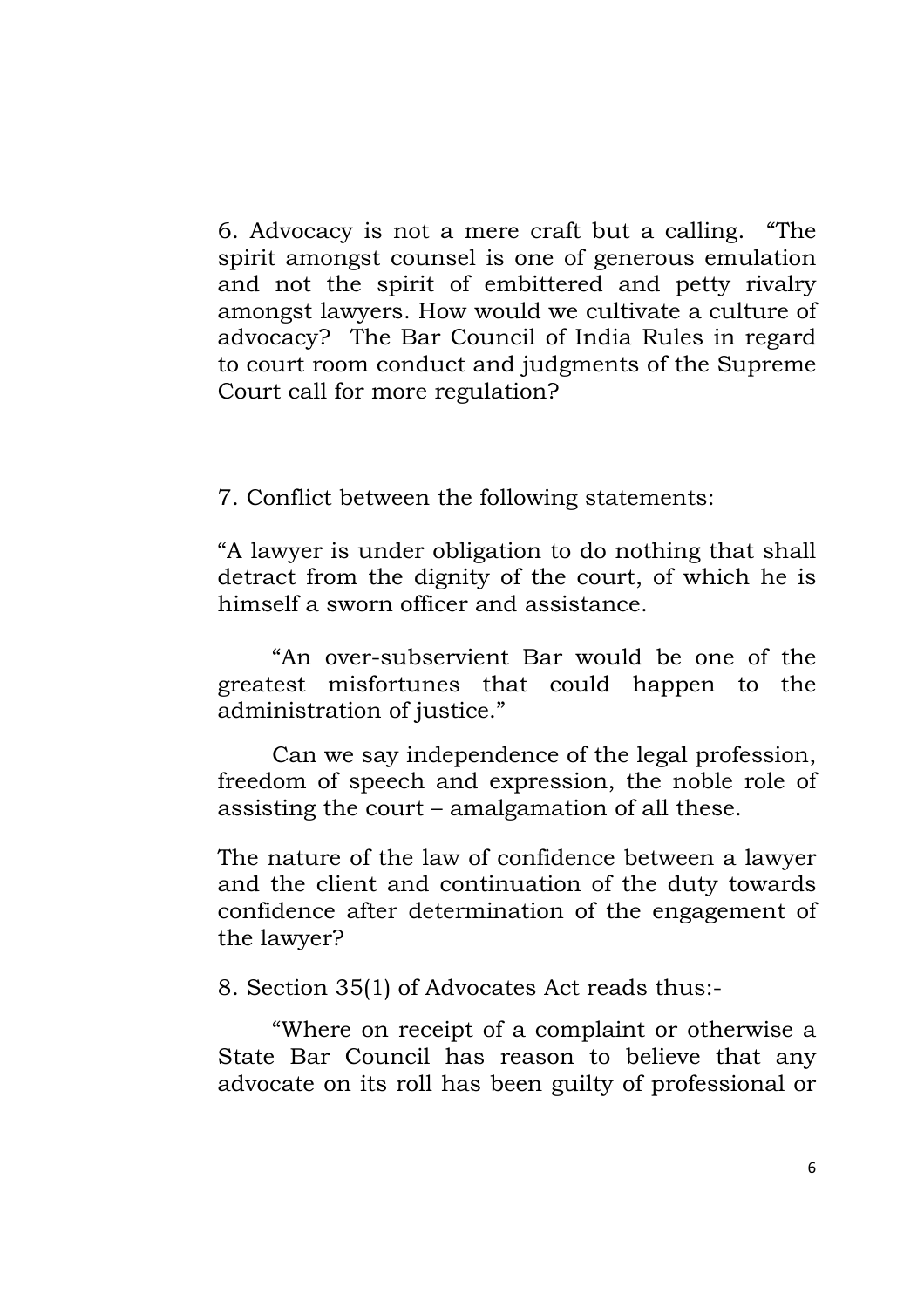6. Advocacy is not a mere craft but a calling. "The spirit amongst counsel is one of generous emulation and not the spirit of embittered and petty rivalry amongst lawyers. How would we cultivate a culture of advocacy? The Bar Council of India Rules in regard to court room conduct and judgments of the Supreme Court call for more regulation?

7. Conflict between the following statements:

"A lawyer is under obligation to do nothing that shall detract from the dignity of the court, of which he is himself a sworn officer and assistance.

"An over-subservient Bar would be one of the greatest misfortunes that could happen to the administration of justice."

Can we say independence of the legal profession, freedom of speech and expression, the noble role of assisting the court – amalgamation of all these.

The nature of the law of confidence between a lawyer and the client and continuation of the duty towards confidence after determination of the engagement of the lawyer?

8. Section 35(1) of Advocates Act reads thus:-

"Where on receipt of a complaint or otherwise a State Bar Council has reason to believe that any advocate on its roll has been guilty of professional or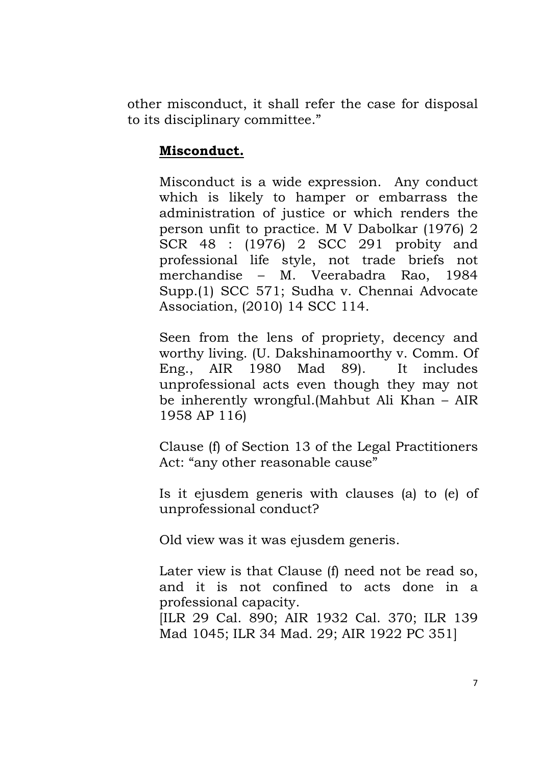other misconduct, it shall refer the case for disposal to its disciplinary committee."

**Misconduct.**

Misconduct is a wide expression. Any conduct which is likely to hamper or embarrass the administration of justice or which renders the person unfit to practice. M V Dabolkar (1976) 2 SCR 48 : (1976) 2 SCC 291 probity and professional life style, not trade briefs not merchandise – M. Veerabadra Rao, 1984 Supp.(1) SCC 571; Sudha v. Chennai Advocate Association, (2010) 14 SCC 114.

Seen from the lens of propriety, decency and worthy living. (U. Dakshinamoorthy v. Comm. Of Eng., AIR 1980 Mad 89). It includes unprofessional acts even though they may not be inherently wrongful.(Mahbut Ali Khan – AIR 1958 AP 116)

Clause (f) of Section 13 of the Legal Practitioners Act: "any other reasonable cause"

Is it ejusdem generis with clauses (a) to (e) of unprofessional conduct?

Old view was it was ejusdem generis.

Later view is that Clause (f) need not be read so, and it is not confined to acts done in a professional capacity.
[ILR 29 Cal. 890; AIR 1932 Cal. 370; ILR 139 Mad 1045; ILR 34 Mad. 29; AIR 1922 PC 351]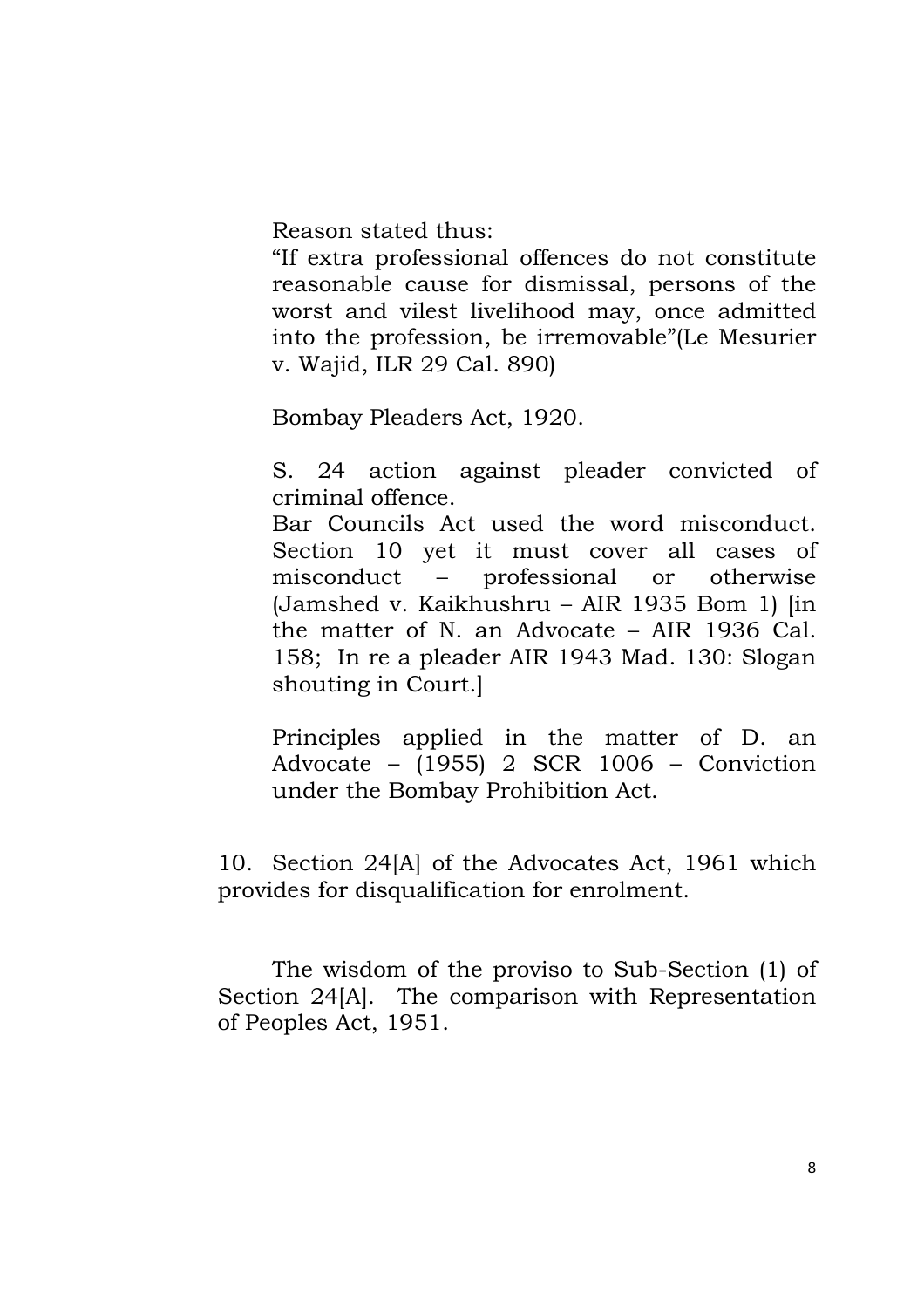Reason stated thus:

"If extra professional offences do not constitute reasonable cause for dismissal, persons of the worst and vilest livelihood may, once admitted into the profession, be irremovable"(Le Mesurier v. Wajid, ILR 29 Cal. 890)

Bombay Pleaders Act, 1920.

S. 24 action against pleader convicted of criminal offence.

Bar Councils Act used the word misconduct. Section 10 yet it must cover all cases of misconduct – professional or otherwise (Jamshed v. Kaikhushru – AIR 1935 Bom 1) [in the matter of N. an Advocate – AIR 1936 Cal. 158; In re a pleader AIR 1943 Mad. 130: Slogan shouting in Court.]

Principles applied in the matter of D. an Advocate – (1955) 2 SCR 1006 – Conviction under the Bombay Prohibition Act.

10. Section 24[A] of the Advocates Act, 1961 which provides for disqualification for enrolment.

The wisdom of the proviso to Sub-Section (1) of Section 24[A]. The comparison with Representation of Peoples Act, 1951.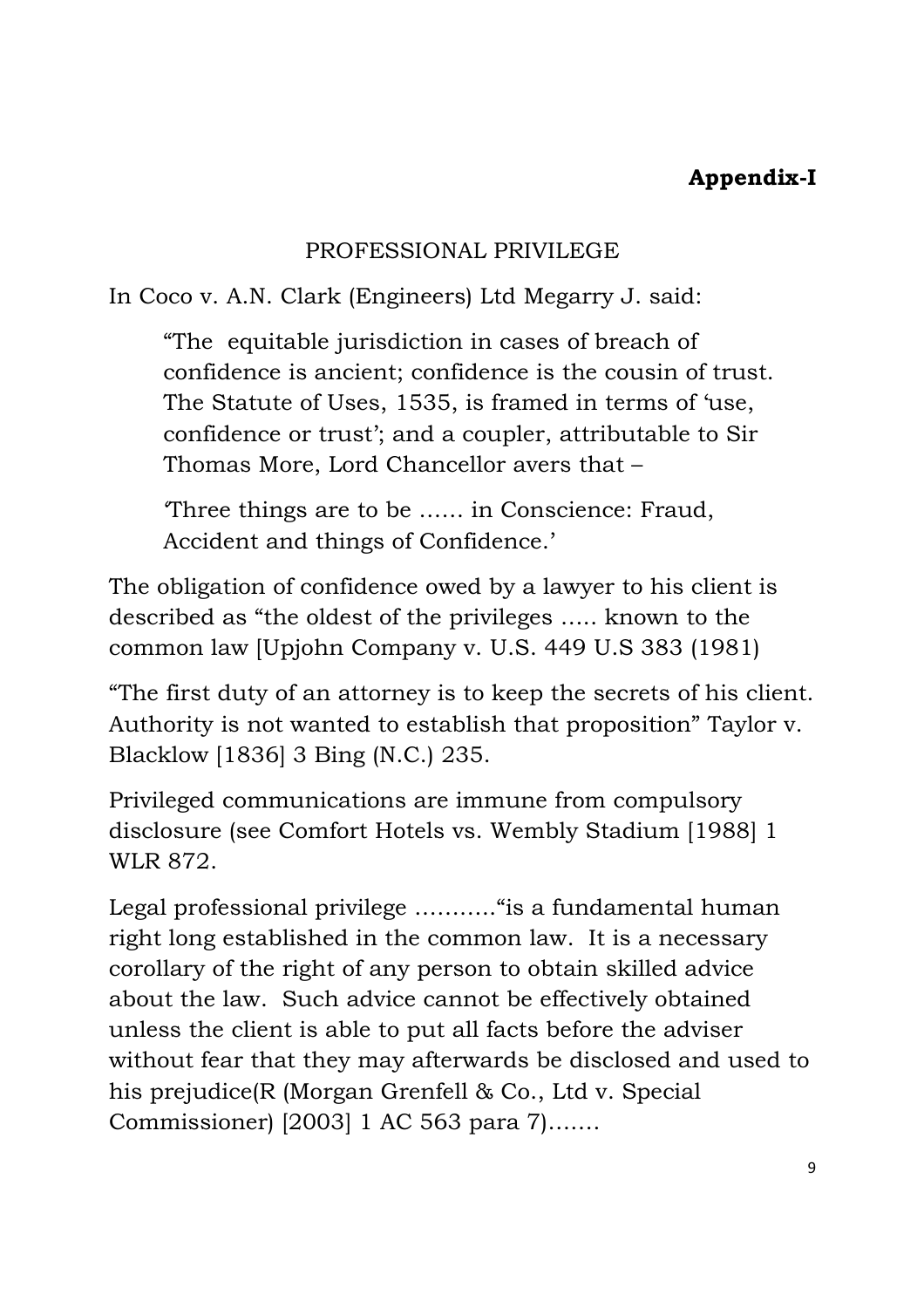**Appendix-I**

PROFESSIONAL PRIVILEGE

In Coco v. A.N. Clark (Engineers) Ltd Megarry J. said:

> "The equitable jurisdiction in cases of breach of confidence is ancient; confidence is the cousin of trust. The Statute of Uses, 1535, is framed in terms of 'use, confidence or trust'; and a coupler, attributable to Sir Thomas More, Lord Chancellor avers that –
>
> 'Three things are to be …… in Conscience: Fraud, Accident and things of Confidence.'

The obligation of confidence owed by a lawyer to his client is described as "the oldest of the privileges ….. known to the common law [Upjohn Company v. U.S. 449 U.S 383 (1981)

"The first duty of an attorney is to keep the secrets of his client. Authority is not wanted to establish that proposition" Taylor v. Blacklow [1836] 3 Bing (N.C.) 235.

Privileged communications are immune from compulsory disclosure (see Comfort Hotels vs. Wembly Stadium [1988] 1 WLR 872.

Legal professional privilege ………."is a fundamental human right long established in the common law. It is a necessary corollary of the right of any person to obtain skilled advice about the law. Such advice cannot be effectively obtained unless the client is able to put all facts before the adviser without fear that they may afterwards be disclosed and used to his prejudice(R (Morgan Grenfell & Co., Ltd v. Special Commissioner) [2003] 1 AC 563 para 7)…….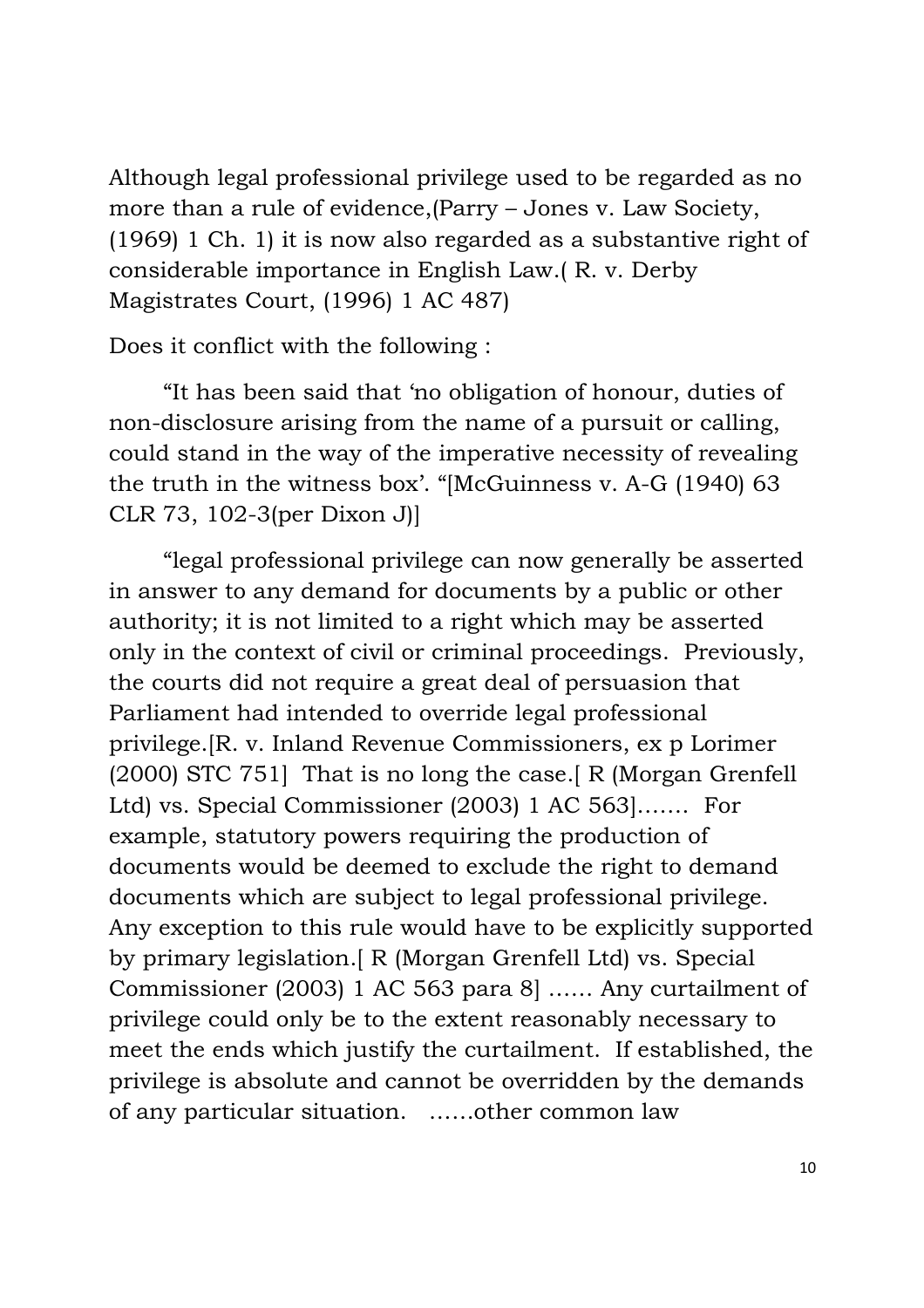Although legal professional privilege used to be regarded as no more than a rule of evidence,(Parry – Jones v. Law Society, (1969) 1 Ch. 1) it is now also regarded as a substantive right of considerable importance in English Law.( R. v. Derby Magistrates Court, (1996) 1 AC 487)

Does it conflict with the following :

> "It has been said that 'no obligation of honour, duties of non-disclosure arising from the name of a pursuit or calling, could stand in the way of the imperative necessity of revealing the truth in the witness box'. "[McGuinness v. A-G (1940) 63 CLR 73, 102-3(per Dixon J)]

> "legal professional privilege can now generally be asserted in answer to any demand for documents by a public or other authority; it is not limited to a right which may be asserted only in the context of civil or criminal proceedings. Previously, the courts did not require a great deal of persuasion that Parliament had intended to override legal professional privilege.[R. v. Inland Revenue Commissioners, ex p Lorimer (2000) STC 751] That is no long the case.[ R (Morgan Grenfell Ltd) vs. Special Commissioner (2003) 1 AC 563]……. For example, statutory powers requiring the production of documents would be deemed to exclude the right to demand documents which are subject to legal professional privilege. Any exception to this rule would have to be explicitly supported by primary legislation.[ R (Morgan Grenfell Ltd) vs. Special Commissioner (2003) 1 AC 563 para 8] …… Any curtailment of privilege could only be to the extent reasonably necessary to meet the ends which justify the curtailment. If established, the privilege is absolute and cannot be overridden by the demands of any particular situation. ……other common law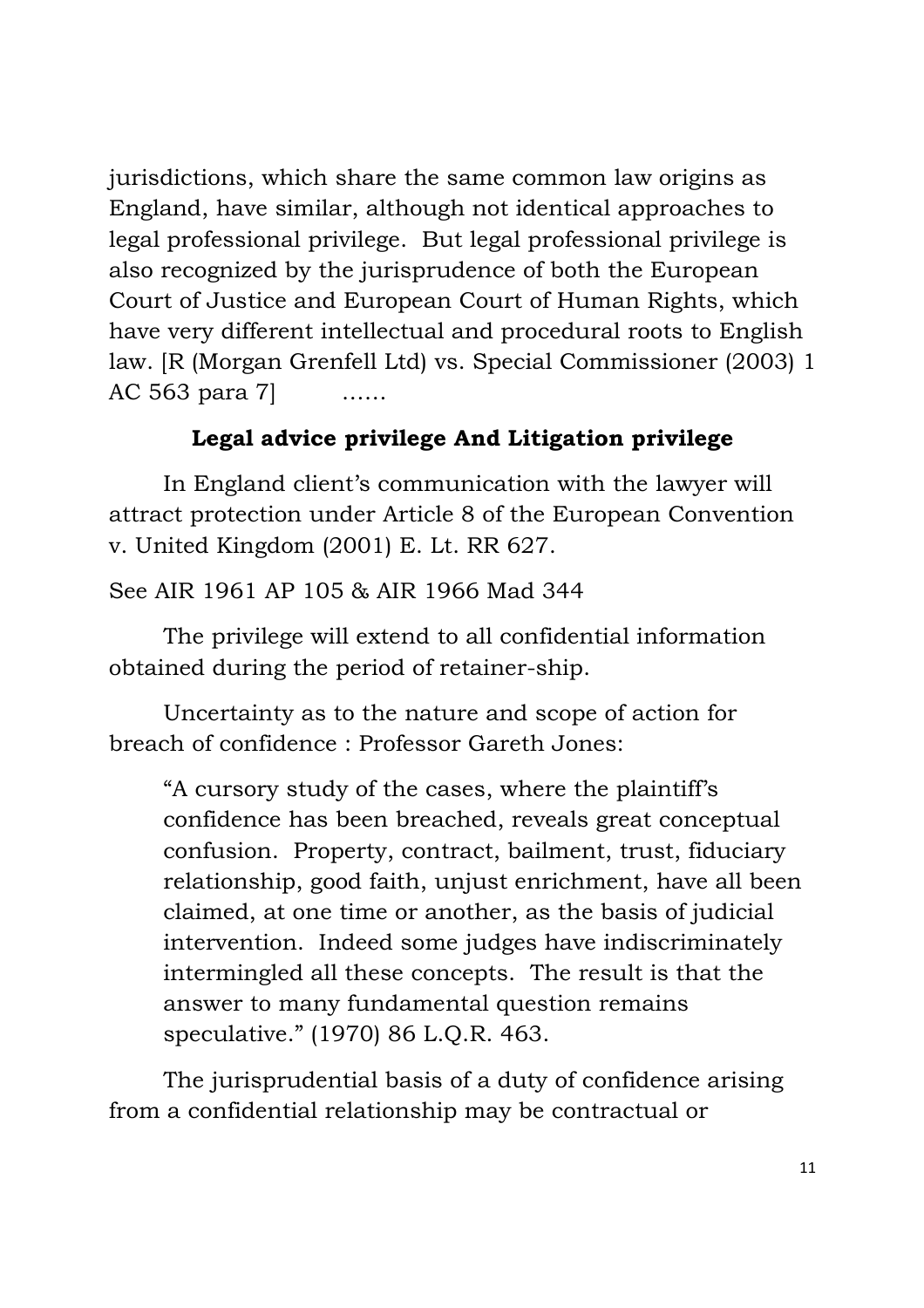jurisdictions, which share the same common law origins as England, have similar, although not identical approaches to legal professional privilege. But legal professional privilege is also recognized by the jurisprudence of both the European Court of Justice and European Court of Human Rights, which have very different intellectual and procedural roots to English law. [R (Morgan Grenfell Ltd) vs. Special Commissioner (2003) 1 AC 563 para 7] ……

**Legal advice privilege And Litigation privilege**

In England client's communication with the lawyer will attract protection under Article 8 of the European Convention v. United Kingdom (2001) E. Lt. RR 627.

See AIR 1961 AP 105 & AIR 1966 Mad 344

The privilege will extend to all confidential information obtained during the period of retainer-ship.

Uncertainty as to the nature and scope of action for breach of confidence : Professor Gareth Jones:

> "A cursory study of the cases, where the plaintiff's confidence has been breached, reveals great conceptual confusion. Property, contract, bailment, trust, fiduciary relationship, good faith, unjust enrichment, have all been claimed, at one time or another, as the basis of judicial intervention. Indeed some judges have indiscriminately intermingled all these concepts. The result is that the answer to many fundamental question remains speculative." (1970) 86 L.Q.R. 463.

The jurisprudential basis of a duty of confidence arising from a confidential relationship may be contractual or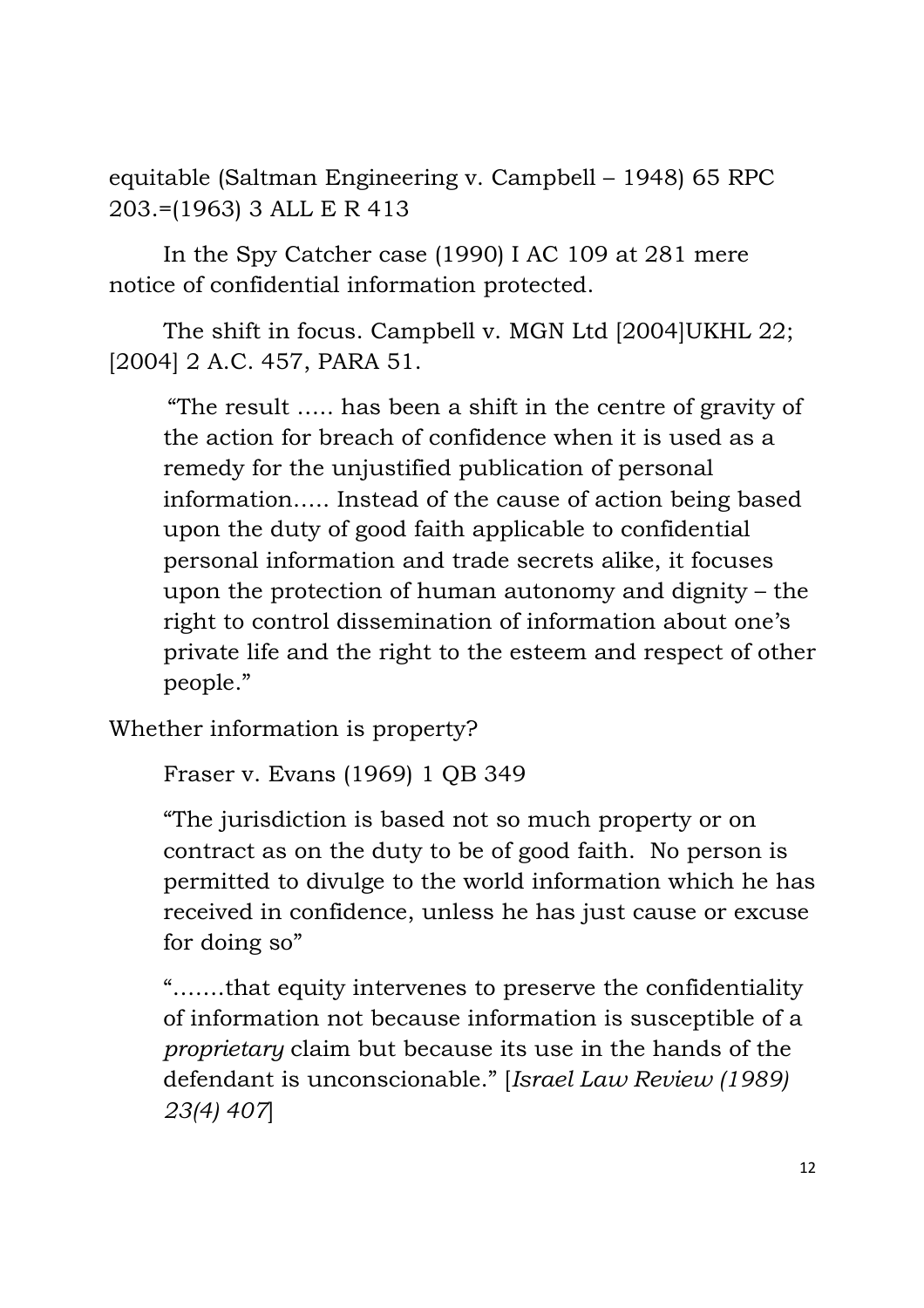equitable (Saltman Engineering v. Campbell – 1948) 65 RPC 203.=(1963) 3 ALL E R 413

In the Spy Catcher case (1990) I AC 109 at 281 mere notice of confidential information protected.

The shift in focus. Campbell v. MGN Ltd [2004]UKHL 22; [2004] 2 A.C. 457, PARA 51.

> "The result ..... has been a shift in the centre of gravity of the action for breach of confidence when it is used as a remedy for the unjustified publication of personal information..... Instead of the cause of action being based upon the duty of good faith applicable to confidential personal information and trade secrets alike, it focuses upon the protection of human autonomy and dignity – the right to control dissemination of information about one's private life and the right to the esteem and respect of other people."

Whether information is property?

Fraser v. Evans (1969) 1 QB 349

> "The jurisdiction is based not so much property or on contract as on the duty to be of good faith. No person is permitted to divulge to the world information which he has received in confidence, unless he has just cause or excuse for doing so"

> ".......that equity intervenes to preserve the confidentiality of information not because information is susceptible of a *proprietary* claim but because its use in the hands of the defendant is unconscionable." [*Israel Law Review (1989) 23(4) 407*]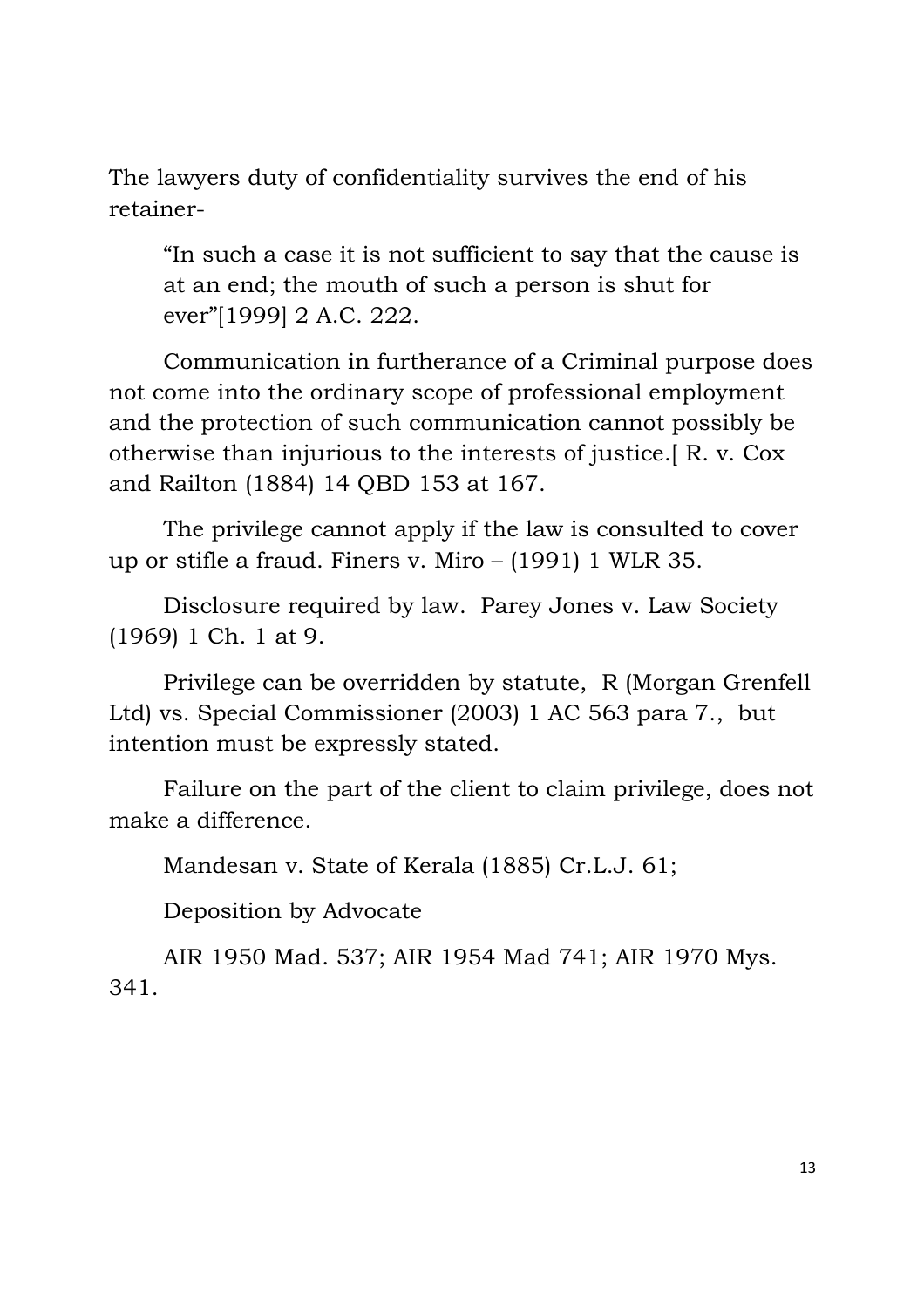The lawyers duty of confidentiality survives the end of his retainer-

> "In such a case it is not sufficient to say that the cause is at an end; the mouth of such a person is shut for ever"[1999] 2 A.C. 222.

Communication in furtherance of a Criminal purpose does not come into the ordinary scope of professional employment and the protection of such communication cannot possibly be otherwise than injurious to the interests of justice.[ R. v. Cox and Railton (1884) 14 QBD 153 at 167.

The privilege cannot apply if the law is consulted to cover up or stifle a fraud. Finers v. Miro – (1991) 1 WLR 35.

Disclosure required by law. Parey Jones v. Law Society (1969) 1 Ch. 1 at 9.

Privilege can be overridden by statute, R (Morgan Grenfell Ltd) vs. Special Commissioner (2003) 1 AC 563 para 7., but intention must be expressly stated.

Failure on the part of the client to claim privilege, does not make a difference.

Mandesan v. State of Kerala (1885) Cr.L.J. 61;

Deposition by Advocate

AIR 1950 Mad. 537; AIR 1954 Mad 741; AIR 1970 Mys. 341.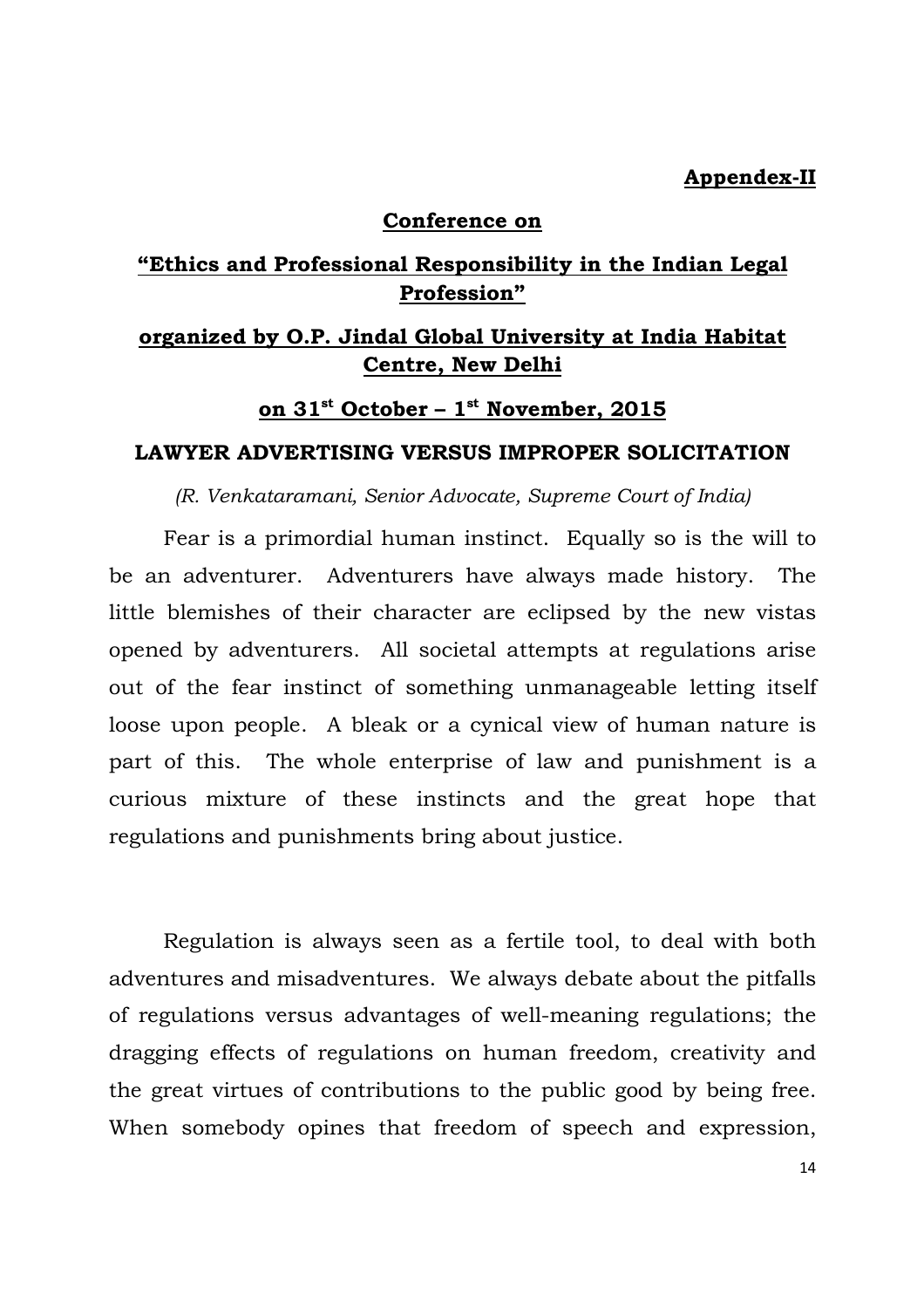**Appendex-II**

**Conference on**

## "Ethics and Professional Responsibility in the Indian Legal Profession"

**organized by O.P. Jindal Global University at India Habitat Centre, New Delhi**

**on 31st October – 1st November, 2015**

## LAWYER ADVERTISING VERSUS IMPROPER SOLICITATION

*(R. Venkataramani, Senior Advocate, Supreme Court of India)*

Fear is a primordial human instinct. Equally so is the will to be an adventurer. Adventurers have always made history. The little blemishes of their character are eclipsed by the new vistas opened by adventurers. All societal attempts at regulations arise out of the fear instinct of something unmanageable letting itself loose upon people. A bleak or a cynical view of human nature is part of this. The whole enterprise of law and punishment is a curious mixture of these instincts and the great hope that regulations and punishments bring about justice.

Regulation is always seen as a fertile tool, to deal with both adventures and misadventures. We always debate about the pitfalls of regulations versus advantages of well-meaning regulations; the dragging effects of regulations on human freedom, creativity and the great virtues of contributions to the public good by being free. When somebody opines that freedom of speech and expression,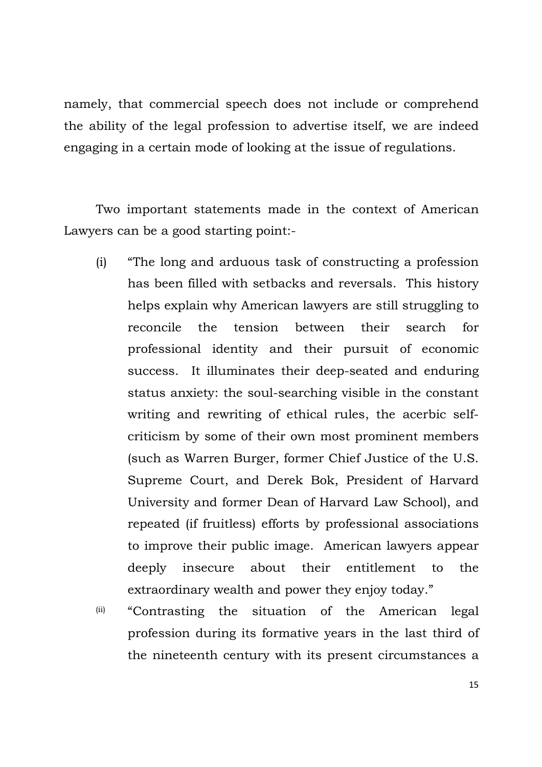namely, that commercial speech does not include or comprehend the ability of the legal profession to advertise itself, we are indeed engaging in a certain mode of looking at the issue of regulations.

Two important statements made in the context of American Lawyers can be a good starting point:-

(i) "The long and arduous task of constructing a profession has been filled with setbacks and reversals. This history helps explain why American lawyers are still struggling to reconcile the tension between their search for professional identity and their pursuit of economic success. It illuminates their deep-seated and enduring status anxiety: the soul-searching visible in the constant writing and rewriting of ethical rules, the acerbic self-criticism by some of their own most prominent members (such as Warren Burger, former Chief Justice of the U.S. Supreme Court, and Derek Bok, President of Harvard University and former Dean of Harvard Law School), and repeated (if fruitless) efforts by professional associations to improve their public image. American lawyers appear deeply insecure about their entitlement to the extraordinary wealth and power they enjoy today."

(ii) "Contrasting the situation of the American legal profession during its formative years in the last third of the nineteenth century with its present circumstances a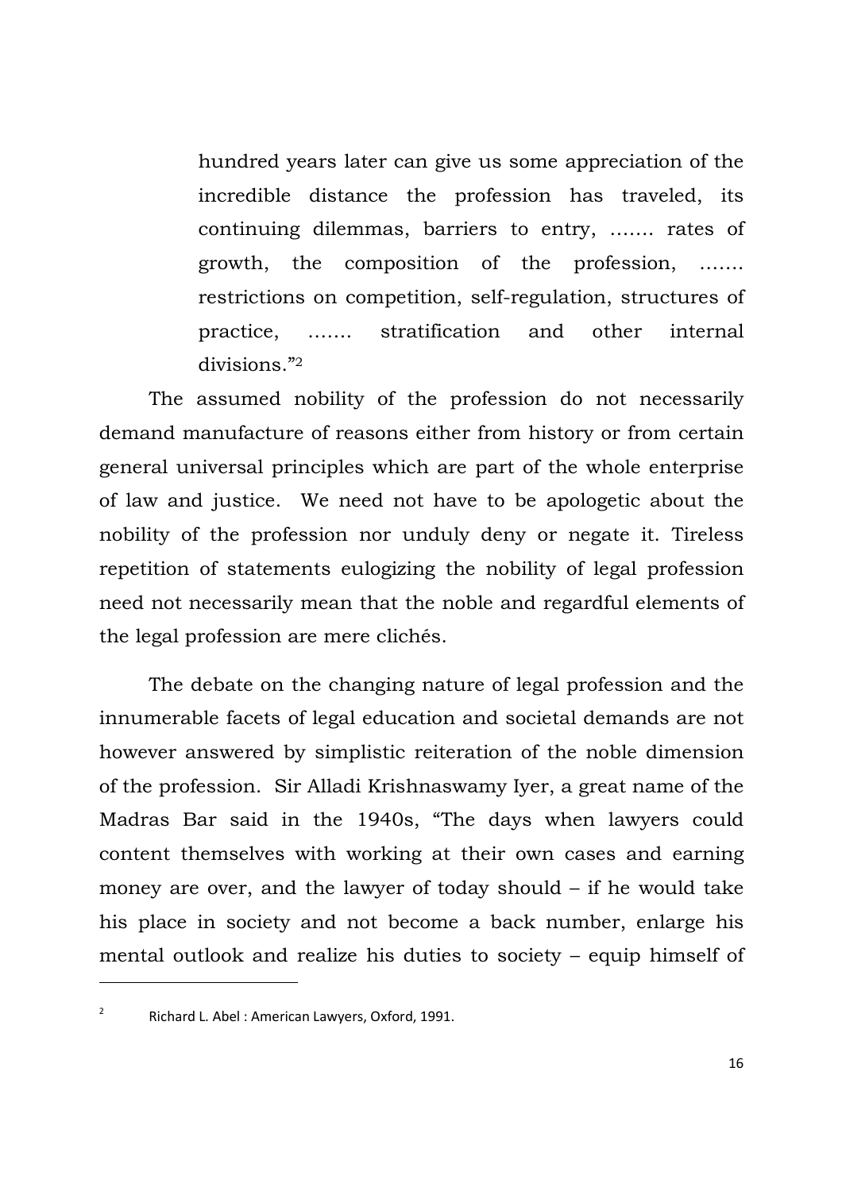> hundred years later can give us some appreciation of the incredible distance the profession has traveled, its continuing dilemmas, barriers to entry, ……. rates of growth, the composition of the profession, ……. restrictions on competition, self-regulation, structures of practice, ……. stratification and other internal divisions."[2]

The assumed nobility of the profession do not necessarily demand manufacture of reasons either from history or from certain general universal principles which are part of the whole enterprise of law and justice. We need not have to be apologetic about the nobility of the profession nor unduly deny or negate it. Tireless repetition of statements eulogizing the nobility of legal profession need not necessarily mean that the noble and regardful elements of the legal profession are mere clichés.

The debate on the changing nature of legal profession and the innumerable facets of legal education and societal demands are not however answered by simplistic reiteration of the noble dimension of the profession. Sir Alladi Krishnaswamy Iyer, a great name of the Madras Bar said in the 1940s, "The days when lawyers could content themselves with working at their own cases and earning money are over, and the lawyer of today should – if he would take his place in society and not become a back number, enlarge his mental outlook and realize his duties to society – equip himself of

---

[2] Richard L. Abel : American Lawyers, Oxford, 1991.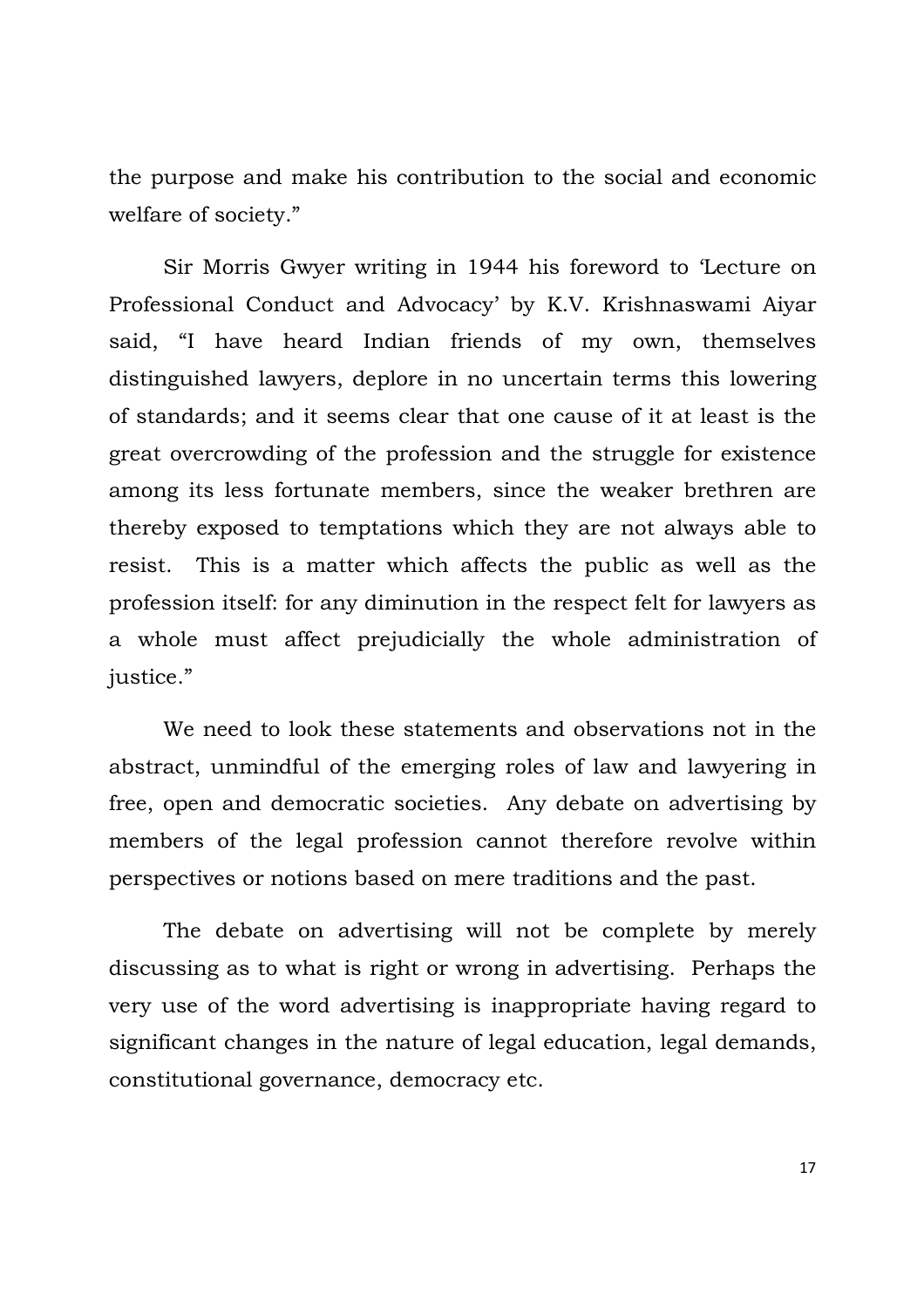the purpose and make his contribution to the social and economic welfare of society."

Sir Morris Gwyer writing in 1944 his foreword to 'Lecture on Professional Conduct and Advocacy' by K.V. Krishnaswami Aiyar said, "I have heard Indian friends of my own, themselves distinguished lawyers, deplore in no uncertain terms this lowering of standards; and it seems clear that one cause of it at least is the great overcrowding of the profession and the struggle for existence among its less fortunate members, since the weaker brethren are thereby exposed to temptations which they are not always able to resist. This is a matter which affects the public as well as the profession itself: for any diminution in the respect felt for lawyers as a whole must affect prejudicially the whole administration of justice."

We need to look these statements and observations not in the abstract, unmindful of the emerging roles of law and lawyering in free, open and democratic societies. Any debate on advertising by members of the legal profession cannot therefore revolve within perspectives or notions based on mere traditions and the past.

The debate on advertising will not be complete by merely discussing as to what is right or wrong in advertising. Perhaps the very use of the word advertising is inappropriate having regard to significant changes in the nature of legal education, legal demands, constitutional governance, democracy etc.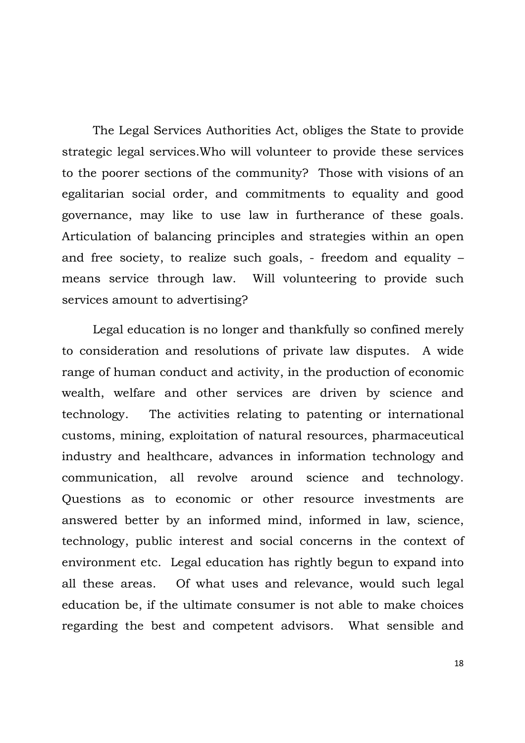The Legal Services Authorities Act, obliges the State to provide strategic legal services.Who will volunteer to provide these services to the poorer sections of the community? Those with visions of an egalitarian social order, and commitments to equality and good governance, may like to use law in furtherance of these goals. Articulation of balancing principles and strategies within an open and free society, to realize such goals, - freedom and equality – means service through law. Will volunteering to provide such services amount to advertising?

Legal education is no longer and thankfully so confined merely to consideration and resolutions of private law disputes. A wide range of human conduct and activity, in the production of economic wealth, welfare and other services are driven by science and technology. The activities relating to patenting or international customs, mining, exploitation of natural resources, pharmaceutical industry and healthcare, advances in information technology and communication, all revolve around science and technology. Questions as to economic or other resource investments are answered better by an informed mind, informed in law, science, technology, public interest and social concerns in the context of environment etc. Legal education has rightly begun to expand into all these areas. Of what uses and relevance, would such legal education be, if the ultimate consumer is not able to make choices regarding the best and competent advisors. What sensible and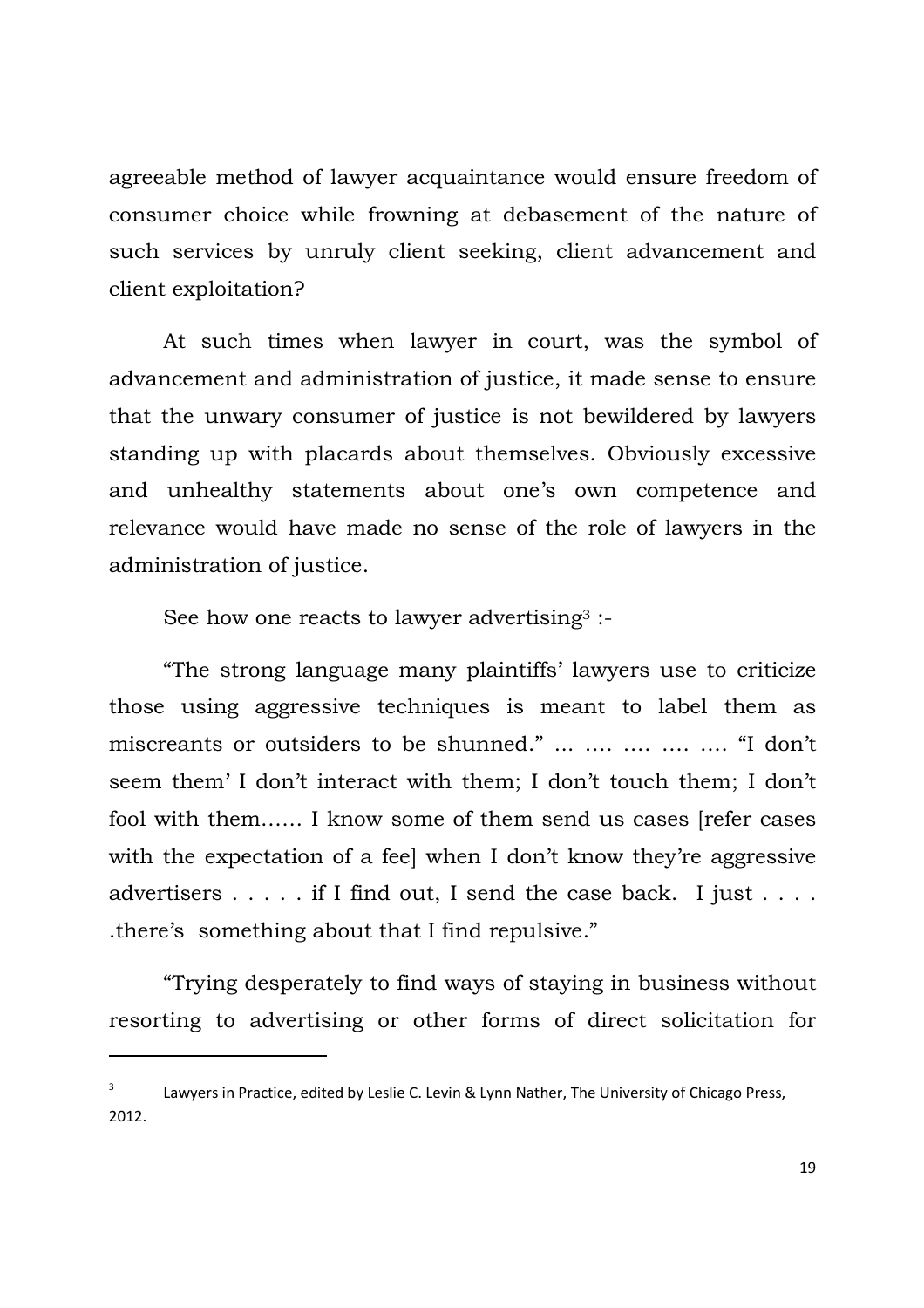agreeable method of lawyer acquaintance would ensure freedom of consumer choice while frowning at debasement of the nature of such services by unruly client seeking, client advancement and client exploitation?

At such times when lawyer in court, was the symbol of advancement and administration of justice, it made sense to ensure that the unwary consumer of justice is not bewildered by lawyers standing up with placards about themselves. Obviously excessive and unhealthy statements about one's own competence and relevance would have made no sense of the role of lawyers in the administration of justice.

See how one reacts to lawyer advertising[3] :-

"The strong language many plaintiffs' lawyers use to criticize those using aggressive techniques is meant to label them as miscreants or outsiders to be shunned." ... .... .... .... .... "I don't seem them' I don't interact with them; I don't touch them; I don't fool with them...... I know some of them send us cases [refer cases with the expectation of a fee] when I don't know they're aggressive advertisers . . . . . if I find out, I send the case back. I just . . . . .there's something about that I find repulsive."

"Trying desperately to find ways of staying in business without resorting to advertising or other forms of direct solicitation for

---

[3] Lawyers in Practice, edited by Leslie C. Levin & Lynn Nather, The University of Chicago Press, 2012.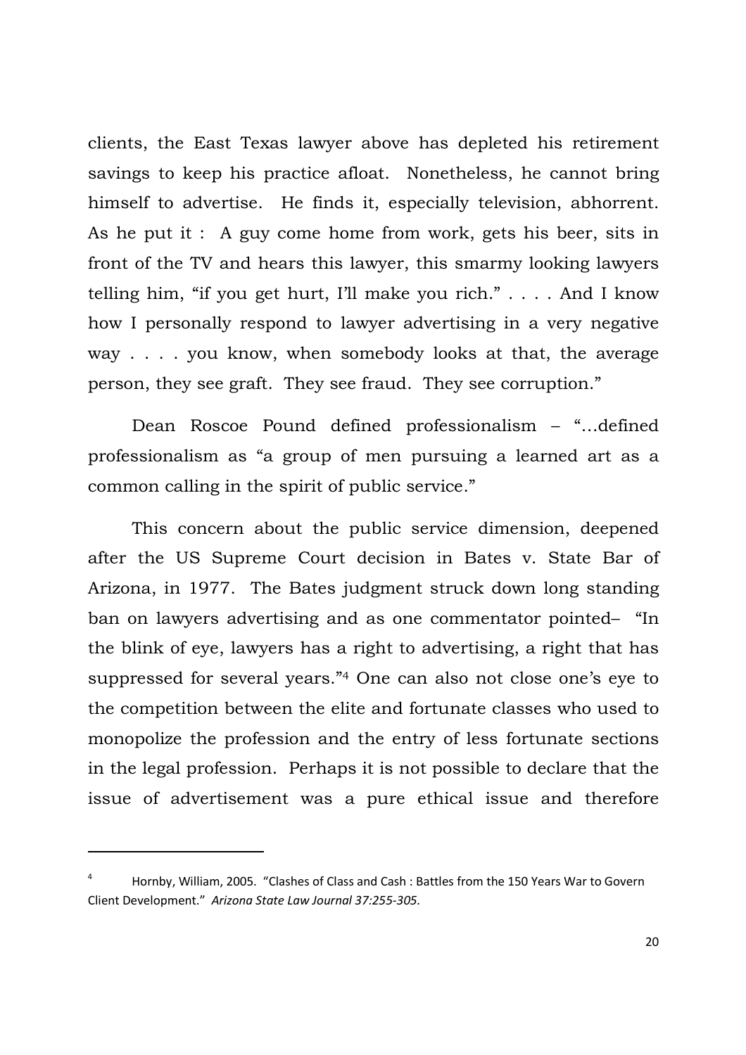clients, the East Texas lawyer above has depleted his retirement savings to keep his practice afloat. Nonetheless, he cannot bring himself to advertise. He finds it, especially television, abhorrent. As he put it : A guy come home from work, gets his beer, sits in front of the TV and hears this lawyer, this smarmy looking lawyers telling him, "if you get hurt, I'll make you rich." . . . . And I know how I personally respond to lawyer advertising in a very negative way . . . . you know, when somebody looks at that, the average person, they see graft. They see fraud. They see corruption."

Dean Roscoe Pound defined professionalism – "…defined professionalism as "a group of men pursuing a learned art as a common calling in the spirit of public service."

This concern about the public service dimension, deepened after the US Supreme Court decision in Bates v. State Bar of Arizona, in 1977. The Bates judgment struck down long standing ban on lawyers advertising and as one commentator pointed– "In the blink of eye, lawyers has a right to advertising, a right that has suppressed for several years."[4] One can also not close one's eye to the competition between the elite and fortunate classes who used to monopolize the profession and the entry of less fortunate sections in the legal profession. Perhaps it is not possible to declare that the issue of advertisement was a pure ethical issue and therefore

---

[4] Hornby, William, 2005. "Clashes of Class and Cash : Battles from the 150 Years War to Govern Client Development." *Arizona State Law Journal 37:255-305.*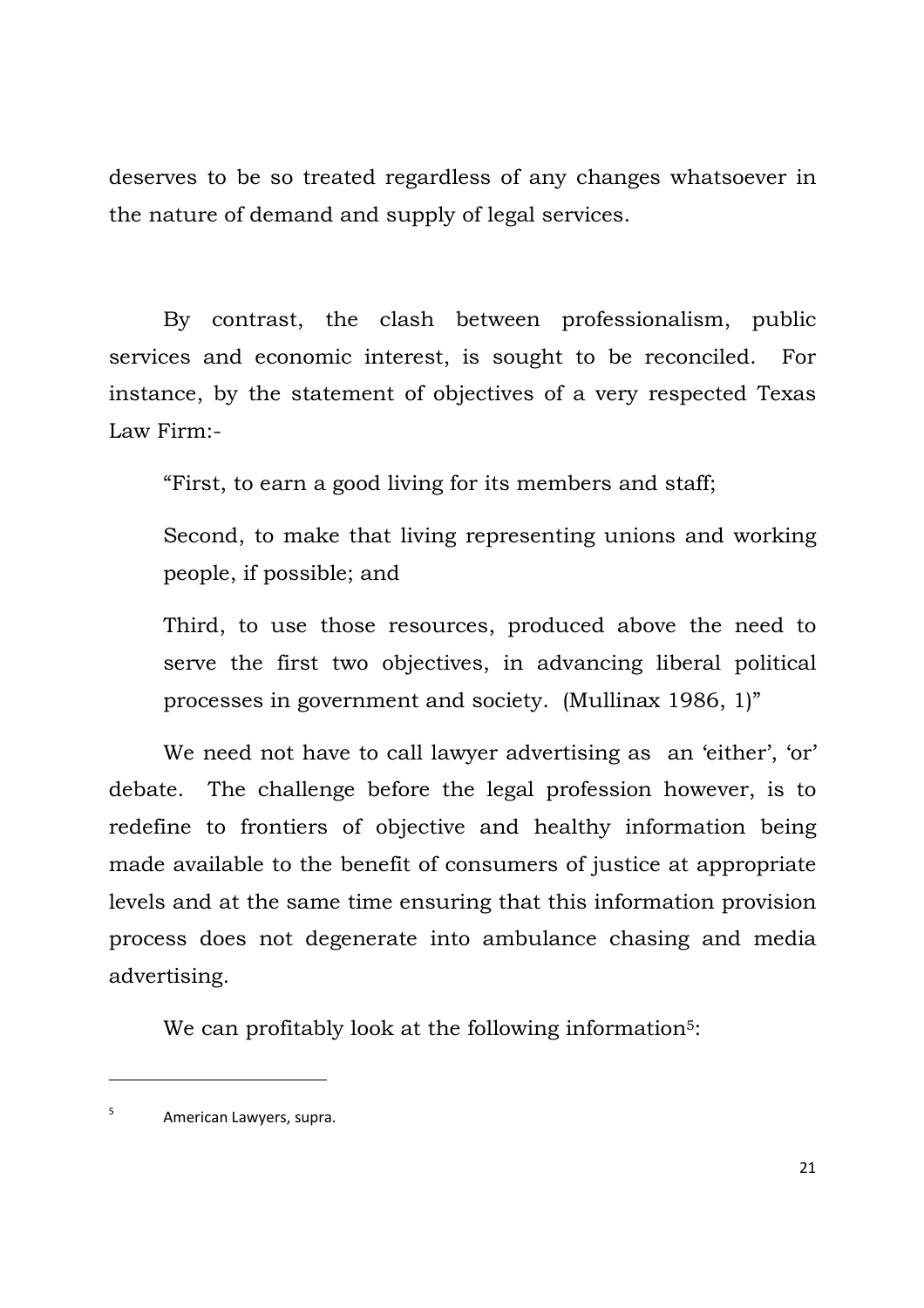deserves to be so treated regardless of any changes whatsoever in the nature of demand and supply of legal services.

By contrast, the clash between professionalism, public services and economic interest, is sought to be reconciled. For instance, by the statement of objectives of a very respected Texas Law Firm:-

> "First, to earn a good living for its members and staff;
>
> Second, to make that living representing unions and working people, if possible; and
>
> Third, to use those resources, produced above the need to serve the first two objectives, in advancing liberal political processes in government and society. (Mullinax 1986, 1)"

We need not have to call lawyer advertising as an 'either', 'or' debate. The challenge before the legal profession however, is to redefine to frontiers of objective and healthy information being made available to the benefit of consumers of justice at appropriate levels and at the same time ensuring that this information provision process does not degenerate into ambulance chasing and media advertising.

We can profitably look at the following information[5]:

---

[5] American Lawyers, supra.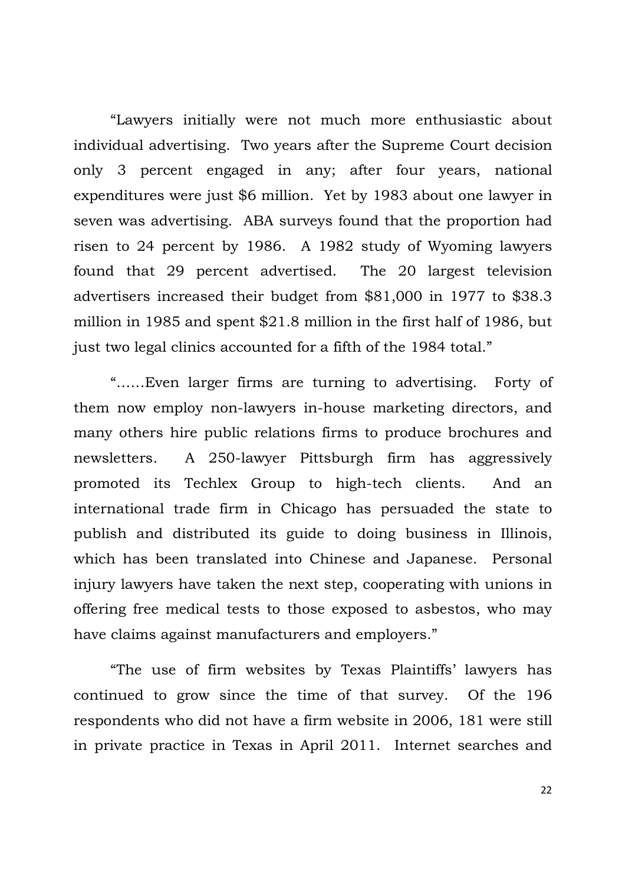"Lawyers initially were not much more enthusiastic about individual advertising. Two years after the Supreme Court decision only 3 percent engaged in any; after four years, national expenditures were just $6 million. Yet by 1983 about one lawyer in seven was advertising. ABA surveys found that the proportion had risen to 24 percent by 1986. A 1982 study of Wyoming lawyers found that 29 percent advertised. The 20 largest television advertisers increased their budget from $81,000 in 1977 to $38.3 million in 1985 and spent $21.8 million in the first half of 1986, but just two legal clinics accounted for a fifth of the 1984 total."

"……Even larger firms are turning to advertising. Forty of them now employ non-lawyers in-house marketing directors, and many others hire public relations firms to produce brochures and newsletters. A 250-lawyer Pittsburgh firm has aggressively promoted its Techlex Group to high-tech clients. And an international trade firm in Chicago has persuaded the state to publish and distributed its guide to doing business in Illinois, which has been translated into Chinese and Japanese. Personal injury lawyers have taken the next step, cooperating with unions in offering free medical tests to those exposed to asbestos, who may have claims against manufacturers and employers."

"The use of firm websites by Texas Plaintiffs' lawyers has continued to grow since the time of that survey. Of the 196 respondents who did not have a firm website in 2006, 181 were still in private practice in Texas in April 2011. Internet searches and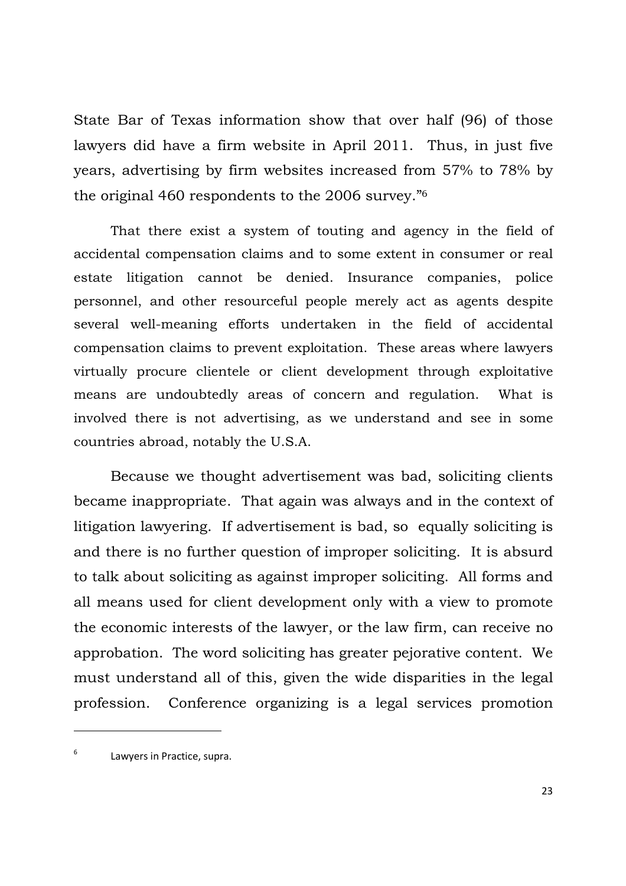State Bar of Texas information show that over half (96) of those lawyers did have a firm website in April 2011. Thus, in just five years, advertising by firm websites increased from 57% to 78% by the original 460 respondents to the 2006 survey."[6]

That there exist a system of touting and agency in the field of accidental compensation claims and to some extent in consumer or real estate litigation cannot be denied. Insurance companies, police personnel, and other resourceful people merely act as agents despite several well-meaning efforts undertaken in the field of accidental compensation claims to prevent exploitation. These areas where lawyers virtually procure clientele or client development through exploitative means are undoubtedly areas of concern and regulation. What is involved there is not advertising, as we understand and see in some countries abroad, notably the U.S.A.

Because we thought advertisement was bad, soliciting clients became inappropriate. That again was always and in the context of litigation lawyering. If advertisement is bad, so equally soliciting is and there is no further question of improper soliciting. It is absurd to talk about soliciting as against improper soliciting. All forms and all means used for client development only with a view to promote the economic interests of the lawyer, or the law firm, can receive no approbation. The word soliciting has greater pejorative content. We must understand all of this, given the wide disparities in the legal profession. Conference organizing is a legal services promotion

---

[6] Lawyers in Practice, supra.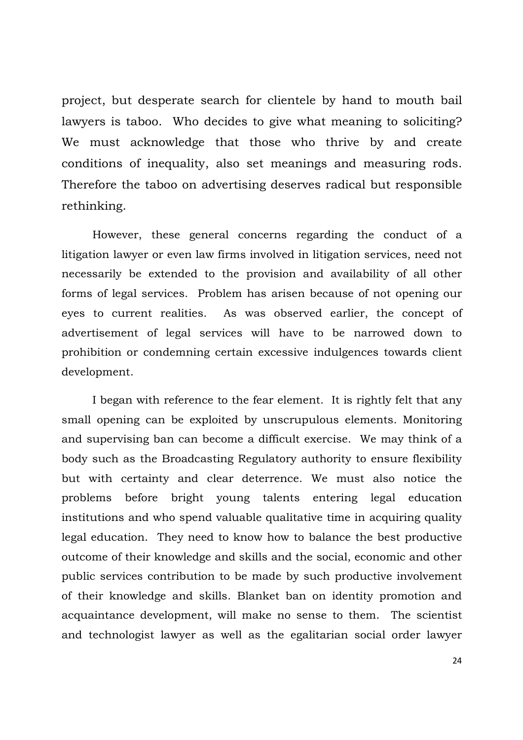project, but desperate search for clientele by hand to mouth bail lawyers is taboo. Who decides to give what meaning to soliciting? We must acknowledge that those who thrive by and create conditions of inequality, also set meanings and measuring rods. Therefore the taboo on advertising deserves radical but responsible rethinking.

However, these general concerns regarding the conduct of a litigation lawyer or even law firms involved in litigation services, need not necessarily be extended to the provision and availability of all other forms of legal services. Problem has arisen because of not opening our eyes to current realities. As was observed earlier, the concept of advertisement of legal services will have to be narrowed down to prohibition or condemning certain excessive indulgences towards client development.

I began with reference to the fear element. It is rightly felt that any small opening can be exploited by unscrupulous elements. Monitoring and supervising ban can become a difficult exercise. We may think of a body such as the Broadcasting Regulatory authority to ensure flexibility but with certainty and clear deterrence. We must also notice the problems before bright young talents entering legal education institutions and who spend valuable qualitative time in acquiring quality legal education. They need to know how to balance the best productive outcome of their knowledge and skills and the social, economic and other public services contribution to be made by such productive involvement of their knowledge and skills. Blanket ban on identity promotion and acquaintance development, will make no sense to them. The scientist and technologist lawyer as well as the egalitarian social order lawyer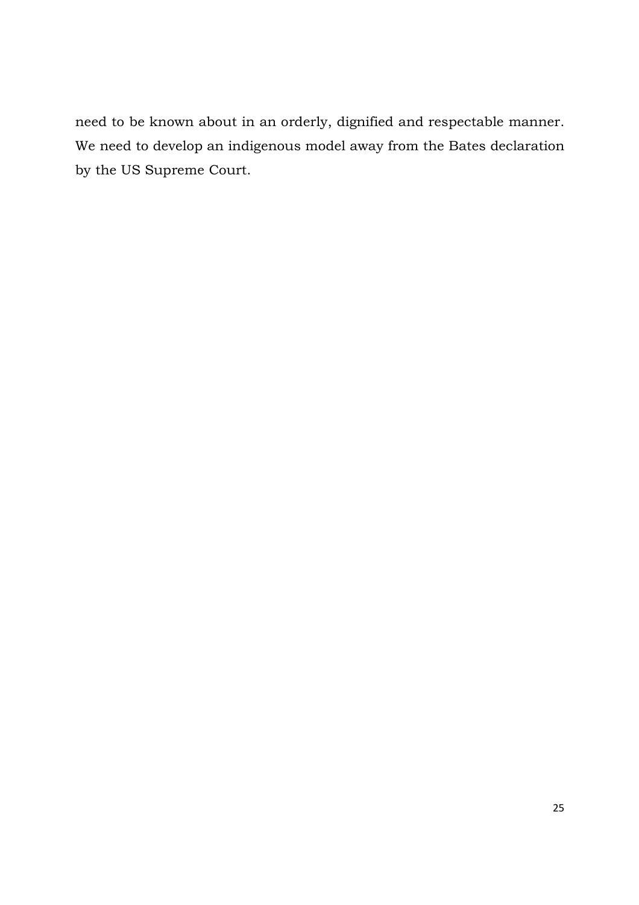need to be known about in an orderly, dignified and respectable manner. We need to develop an indigenous model away from the Bates declaration by the US Supreme Court.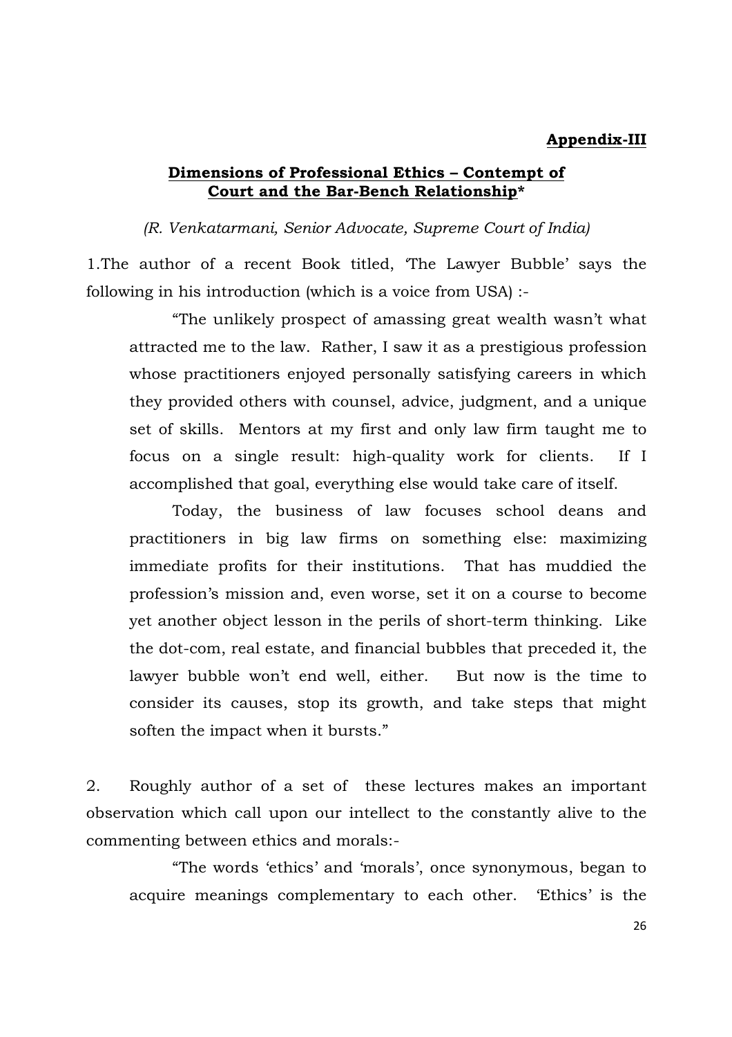**Appendix-III**

## Dimensions of Professional Ethics – Contempt of Court and the Bar-Bench Relationship*

*(R. Venkatarmani, Senior Advocate, Supreme Court of India)*

1.The author of a recent Book titled, 'The Lawyer Bubble' says the following in his introduction (which is a voice from USA) :-

> "The unlikely prospect of amassing great wealth wasn't what attracted me to the law. Rather, I saw it as a prestigious profession whose practitioners enjoyed personally satisfying careers in which they provided others with counsel, advice, judgment, and a unique set of skills. Mentors at my first and only law firm taught me to focus on a single result: high-quality work for clients. If I accomplished that goal, everything else would take care of itself.
>
> Today, the business of law focuses school deans and practitioners in big law firms on something else: maximizing immediate profits for their institutions. That has muddied the profession's mission and, even worse, set it on a course to become yet another object lesson in the perils of short-term thinking. Like the dot-com, real estate, and financial bubbles that preceded it, the lawyer bubble won't end well, either. But now is the time to consider its causes, stop its growth, and take steps that might soften the impact when it bursts."

2. Roughly author of a set of these lectures makes an important observation which call upon our intellect to the constantly alive to the commenting between ethics and morals:-

> "The words 'ethics' and 'morals', once synonymous, began to acquire meanings complementary to each other. 'Ethics' is the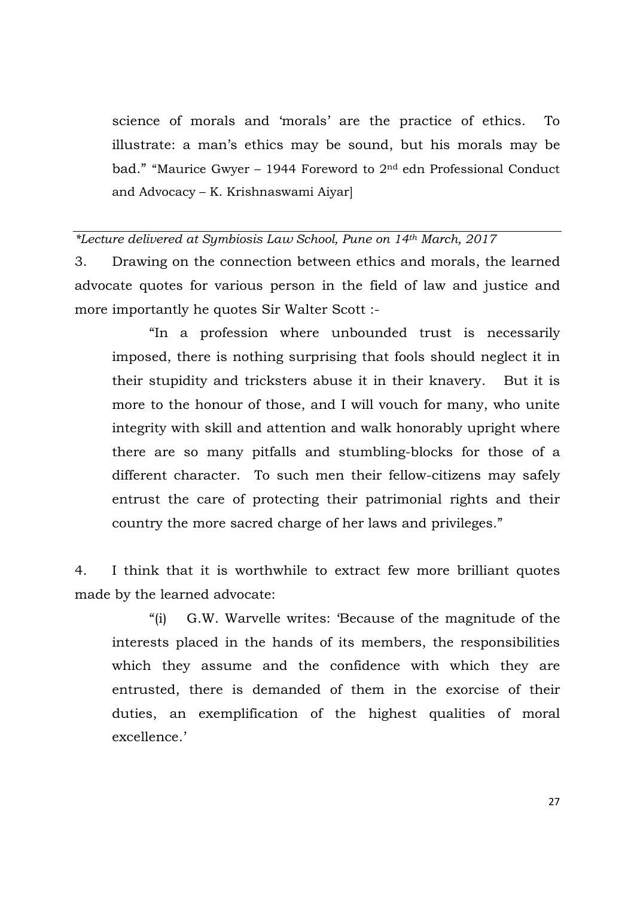science of morals and 'morals' are the practice of ethics. To illustrate: a man's ethics may be sound, but his morals may be bad." "Maurice Gwyer – 1944 Foreword to 2nd edn Professional Conduct and Advocacy – K. Krishnaswami Aiyar]

*\*Lecture delivered at Symbiosis Law School, Pune on 14th March, 2017*

3. Drawing on the connection between ethics and morals, the learned advocate quotes for various person in the field of law and justice and more importantly he quotes Sir Walter Scott :-

> "In a profession where unbounded trust is necessarily imposed, there is nothing surprising that fools should neglect it in their stupidity and tricksters abuse it in their knavery. But it is more to the honour of those, and I will vouch for many, who unite integrity with skill and attention and walk honorably upright where there are so many pitfalls and stumbling-blocks for those of a different character. To such men their fellow-citizens may safely entrust the care of protecting their patrimonial rights and their country the more sacred charge of her laws and privileges."

4. I think that it is worthwhile to extract few more brilliant quotes made by the learned advocate:

> "(i) G.W. Warvelle writes: 'Because of the magnitude of the interests placed in the hands of its members, the responsibilities which they assume and the confidence with which they are entrusted, there is demanded of them in the exorcise of their duties, an exemplification of the highest qualities of moral excellence.'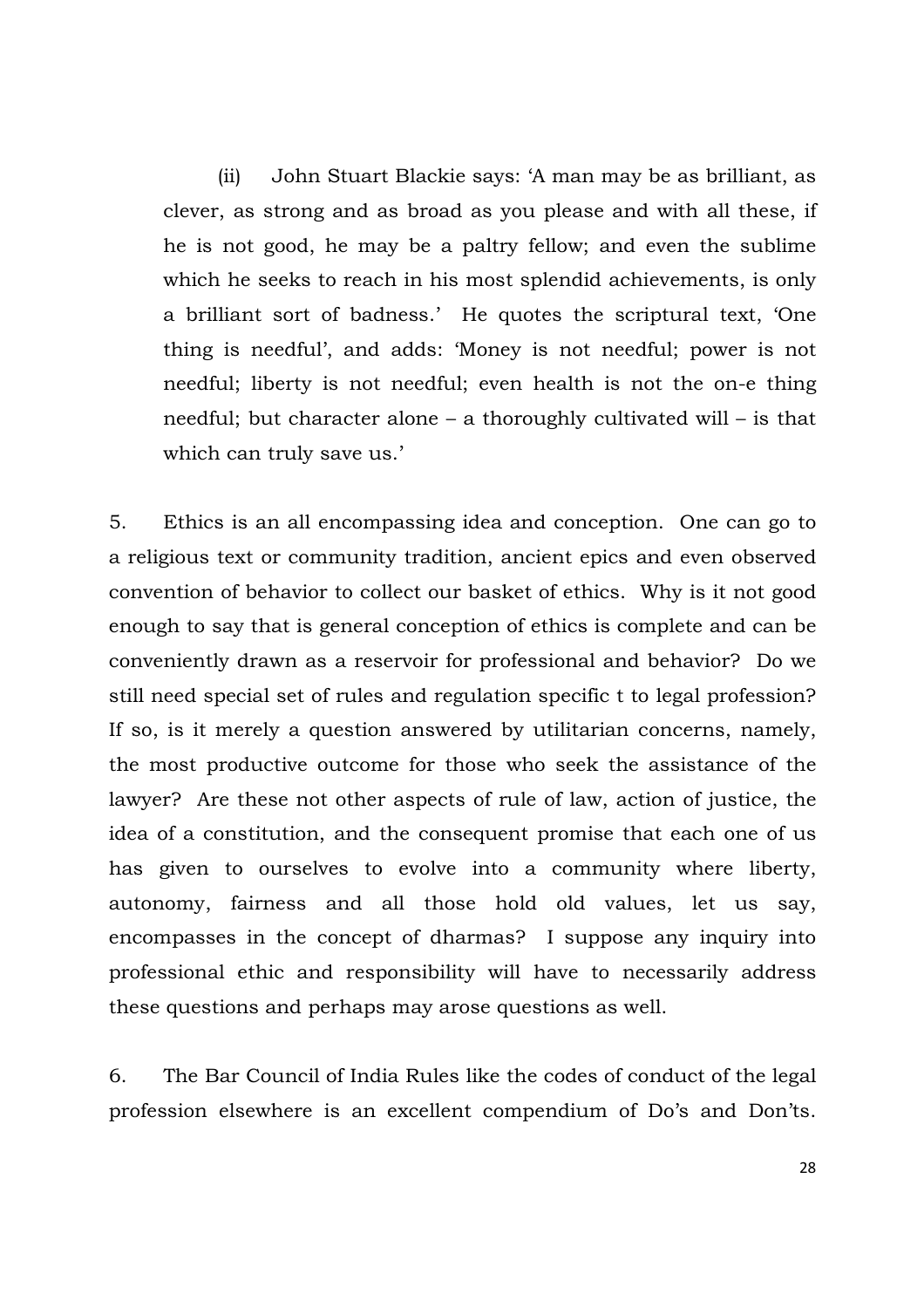(ii) John Stuart Blackie says: 'A man may be as brilliant, as clever, as strong and as broad as you please and with all these, if he is not good, he may be a paltry fellow; and even the sublime which he seeks to reach in his most splendid achievements, is only a brilliant sort of badness.' He quotes the scriptural text, 'One thing is needful', and adds: 'Money is not needful; power is not needful; liberty is not needful; even health is not the on-e thing needful; but character alone – a thoroughly cultivated will – is that which can truly save us.'

5. Ethics is an all encompassing idea and conception. One can go to a religious text or community tradition, ancient epics and even observed convention of behavior to collect our basket of ethics. Why is it not good enough to say that is general conception of ethics is complete and can be conveniently drawn as a reservoir for professional and behavior? Do we still need special set of rules and regulation specific t to legal profession? If so, is it merely a question answered by utilitarian concerns, namely, the most productive outcome for those who seek the assistance of the lawyer? Are these not other aspects of rule of law, action of justice, the idea of a constitution, and the consequent promise that each one of us has given to ourselves to evolve into a community where liberty, autonomy, fairness and all those hold old values, let us say, encompasses in the concept of dharmas? I suppose any inquiry into professional ethic and responsibility will have to necessarily address these questions and perhaps may arose questions as well.

6. The Bar Council of India Rules like the codes of conduct of the legal profession elsewhere is an excellent compendium of Do's and Don'ts.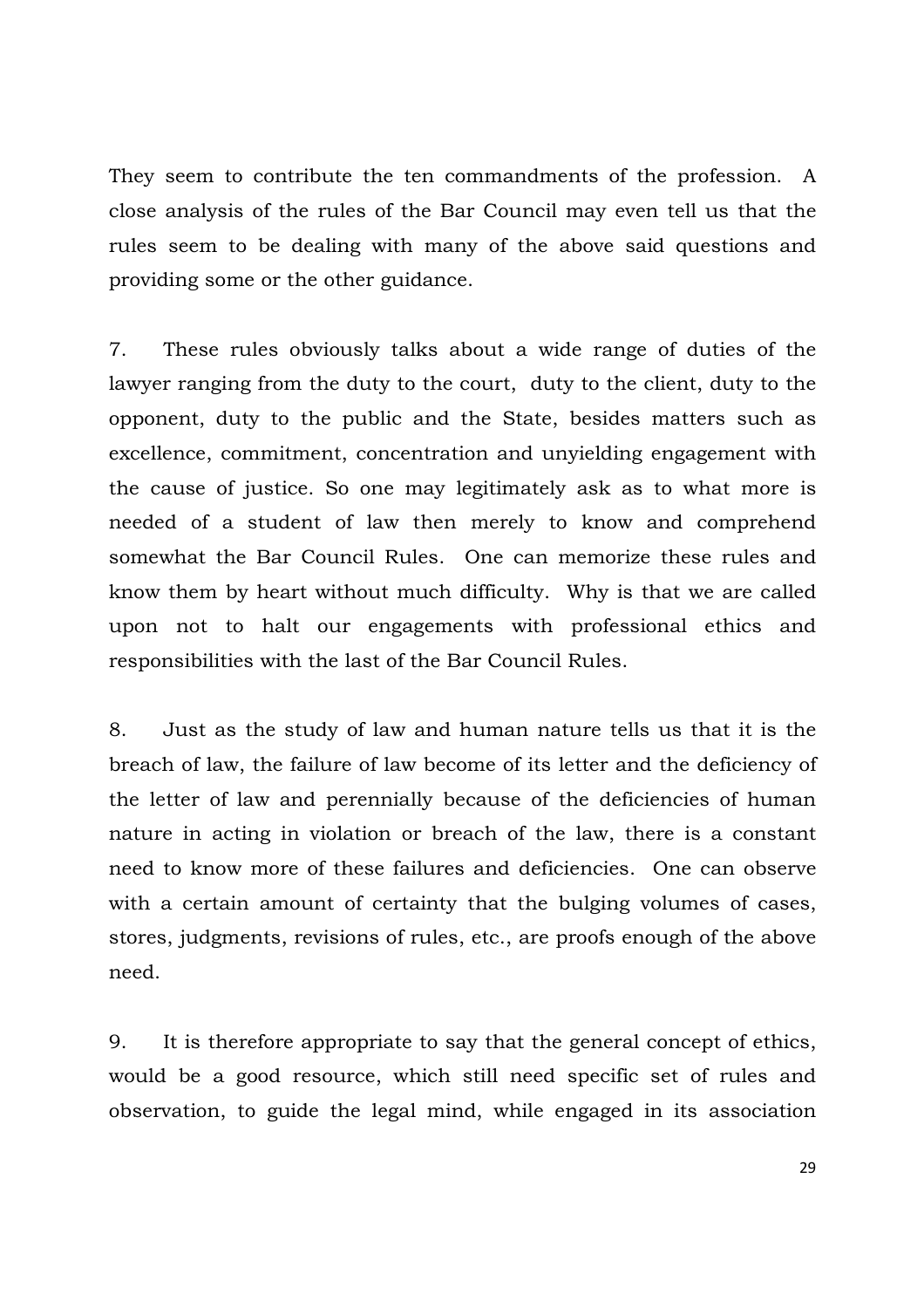They seem to contribute the ten commandments of the profession. A close analysis of the rules of the Bar Council may even tell us that the rules seem to be dealing with many of the above said questions and providing some or the other guidance.

7. These rules obviously talks about a wide range of duties of the lawyer ranging from the duty to the court, duty to the client, duty to the opponent, duty to the public and the State, besides matters such as excellence, commitment, concentration and unyielding engagement with the cause of justice. So one may legitimately ask as to what more is needed of a student of law then merely to know and comprehend somewhat the Bar Council Rules. One can memorize these rules and know them by heart without much difficulty. Why is that we are called upon not to halt our engagements with professional ethics and responsibilities with the last of the Bar Council Rules.

8. Just as the study of law and human nature tells us that it is the breach of law, the failure of law become of its letter and the deficiency of the letter of law and perennially because of the deficiencies of human nature in acting in violation or breach of the law, there is a constant need to know more of these failures and deficiencies. One can observe with a certain amount of certainty that the bulging volumes of cases, stores, judgments, revisions of rules, etc., are proofs enough of the above need.

9. It is therefore appropriate to say that the general concept of ethics, would be a good resource, which still need specific set of rules and observation, to guide the legal mind, while engaged in its association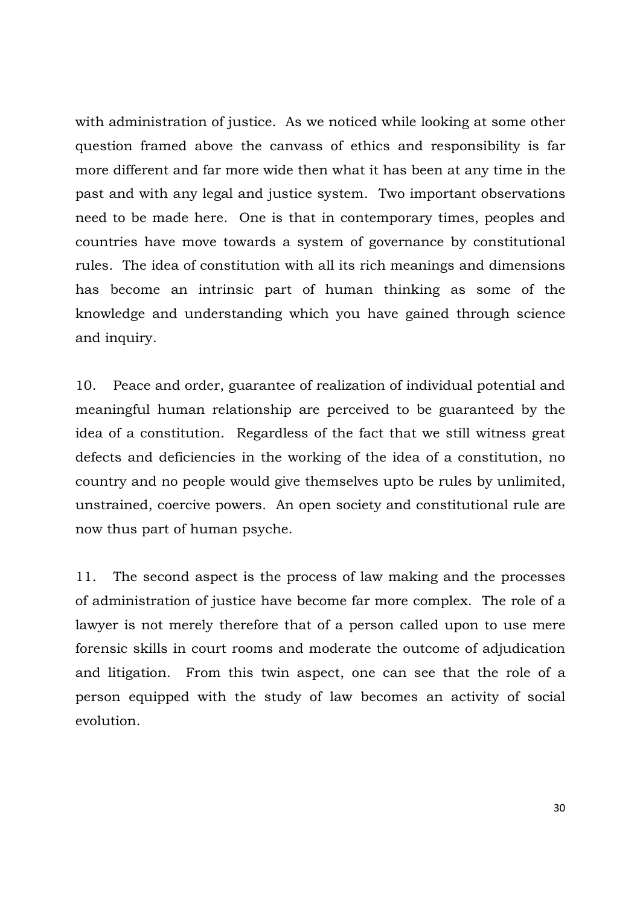with administration of justice. As we noticed while looking at some other question framed above the canvass of ethics and responsibility is far more different and far more wide then what it has been at any time in the past and with any legal and justice system. Two important observations need to be made here. One is that in contemporary times, peoples and countries have move towards a system of governance by constitutional rules. The idea of constitution with all its rich meanings and dimensions has become an intrinsic part of human thinking as some of the knowledge and understanding which you have gained through science and inquiry.

10. Peace and order, guarantee of realization of individual potential and meaningful human relationship are perceived to be guaranteed by the idea of a constitution. Regardless of the fact that we still witness great defects and deficiencies in the working of the idea of a constitution, no country and no people would give themselves upto be rules by unlimited, unstrained, coercive powers. An open society and constitutional rule are now thus part of human psyche.

11. The second aspect is the process of law making and the processes of administration of justice have become far more complex. The role of a lawyer is not merely therefore that of a person called upon to use mere forensic skills in court rooms and moderate the outcome of adjudication and litigation. From this twin aspect, one can see that the role of a person equipped with the study of law becomes an activity of social evolution.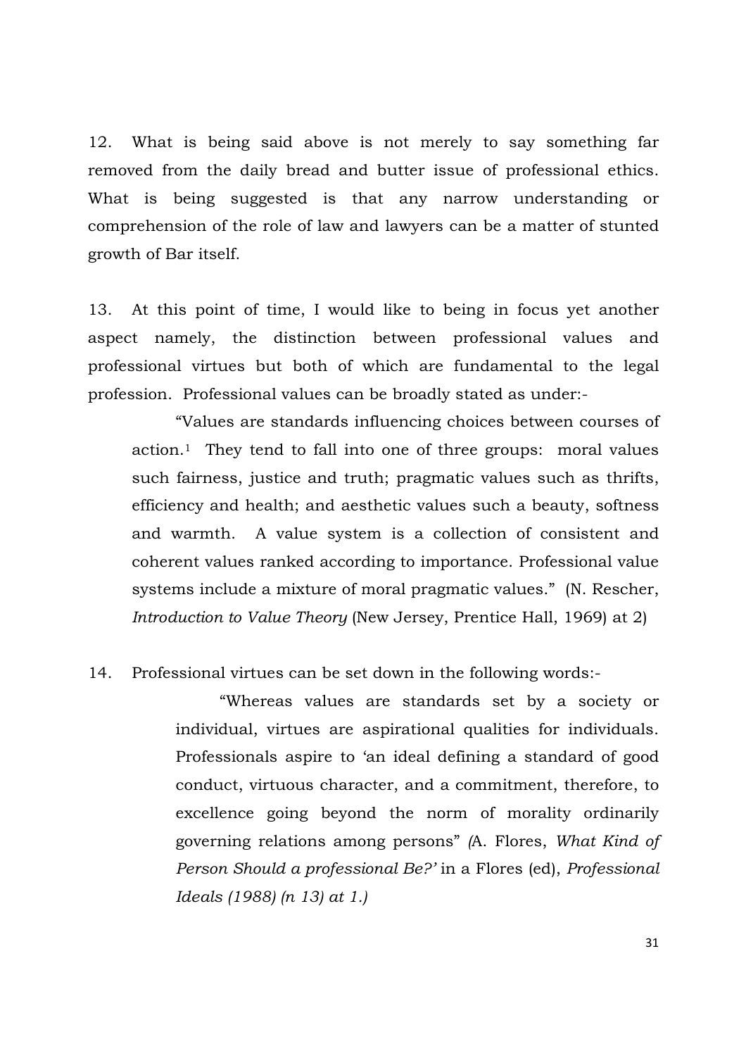12. What is being said above is not merely to say something far removed from the daily bread and butter issue of professional ethics. What is being suggested is that any narrow understanding or comprehension of the role of law and lawyers can be a matter of stunted growth of Bar itself.

13. At this point of time, I would like to being in focus yet another aspect namely, the distinction between professional values and professional virtues but both of which are fundamental to the legal profession. Professional values can be broadly stated as under:-

> "Values are standards influencing choices between courses of action.[1] They tend to fall into one of three groups: moral values such fairness, justice and truth; pragmatic values such as thrifts, efficiency and health; and aesthetic values such a beauty, softness and warmth. A value system is a collection of consistent and coherent values ranked according to importance. Professional value systems include a mixture of moral pragmatic values." (N. Rescher, *Introduction to Value Theory* (New Jersey, Prentice Hall, 1969) at 2)

14. Professional virtues can be set down in the following words:-

> "Whereas values are standards set by a society or individual, virtues are aspirational qualities for individuals. Professionals aspire to 'an ideal defining a standard of good conduct, virtuous character, and a commitment, therefore, to excellence going beyond the norm of morality ordinarily governing relations among persons" *(*A. Flores, *What Kind of Person Should a professional Be?'* in a Flores (ed), *Professional Ideals (1988) (n 13) at 1.)*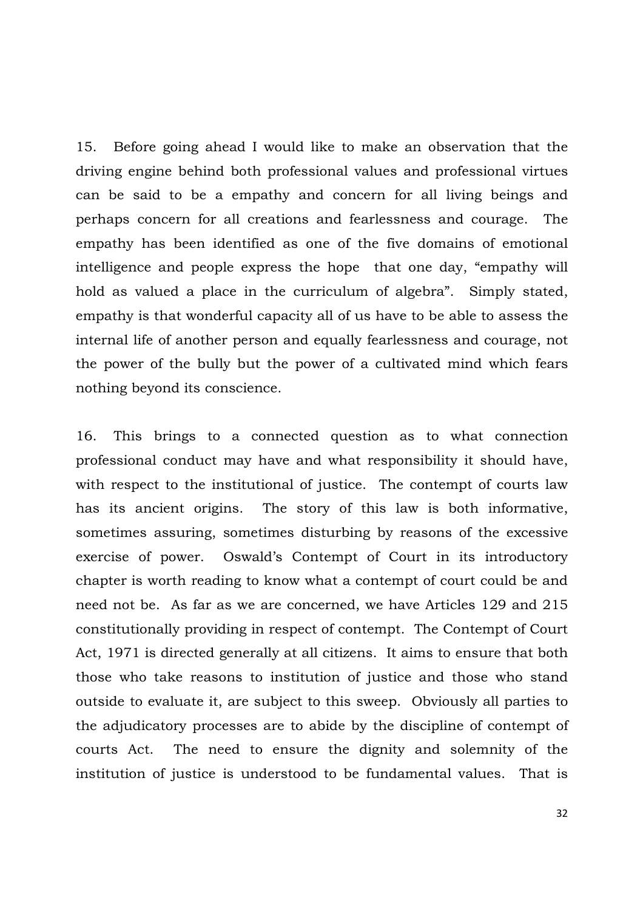15. Before going ahead I would like to make an observation that the driving engine behind both professional values and professional virtues can be said to be a empathy and concern for all living beings and perhaps concern for all creations and fearlessness and courage. The empathy has been identified as one of the five domains of emotional intelligence and people express the hope that one day, "empathy will hold as valued a place in the curriculum of algebra". Simply stated, empathy is that wonderful capacity all of us have to be able to assess the internal life of another person and equally fearlessness and courage, not the power of the bully but the power of a cultivated mind which fears nothing beyond its conscience.

16. This brings to a connected question as to what connection professional conduct may have and what responsibility it should have, with respect to the institutional of justice. The contempt of courts law has its ancient origins. The story of this law is both informative, sometimes assuring, sometimes disturbing by reasons of the excessive exercise of power. Oswald's Contempt of Court in its introductory chapter is worth reading to know what a contempt of court could be and need not be. As far as we are concerned, we have Articles 129 and 215 constitutionally providing in respect of contempt. The Contempt of Court Act, 1971 is directed generally at all citizens. It aims to ensure that both those who take reasons to institution of justice and those who stand outside to evaluate it, are subject to this sweep. Obviously all parties to the adjudicatory processes are to abide by the discipline of contempt of courts Act. The need to ensure the dignity and solemnity of the institution of justice is understood to be fundamental values. That is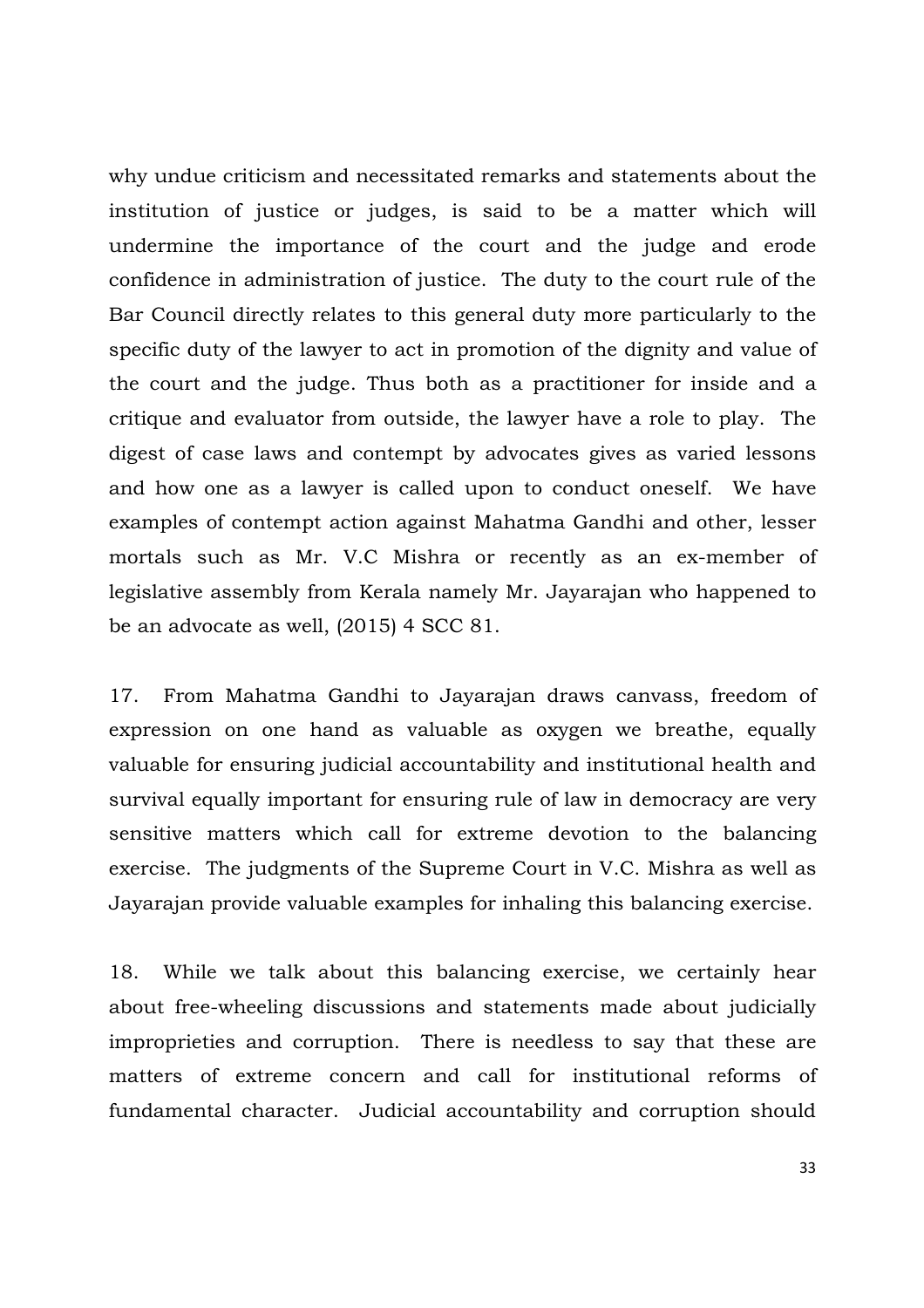why undue criticism and necessitated remarks and statements about the institution of justice or judges, is said to be a matter which will undermine the importance of the court and the judge and erode confidence in administration of justice. The duty to the court rule of the Bar Council directly relates to this general duty more particularly to the specific duty of the lawyer to act in promotion of the dignity and value of the court and the judge. Thus both as a practitioner for inside and a critique and evaluator from outside, the lawyer have a role to play. The digest of case laws and contempt by advocates gives as varied lessons and how one as a lawyer is called upon to conduct oneself. We have examples of contempt action against Mahatma Gandhi and other, lesser mortals such as Mr. V.C Mishra or recently as an ex-member of legislative assembly from Kerala namely Mr. Jayarajan who happened to be an advocate as well, (2015) 4 SCC 81.

17. From Mahatma Gandhi to Jayarajan draws canvass, freedom of expression on one hand as valuable as oxygen we breathe, equally valuable for ensuring judicial accountability and institutional health and survival equally important for ensuring rule of law in democracy are very sensitive matters which call for extreme devotion to the balancing exercise. The judgments of the Supreme Court in V.C. Mishra as well as Jayarajan provide valuable examples for inhaling this balancing exercise.

18. While we talk about this balancing exercise, we certainly hear about free-wheeling discussions and statements made about judicially improprieties and corruption. There is needless to say that these are matters of extreme concern and call for institutional reforms of fundamental character. Judicial accountability and corruption should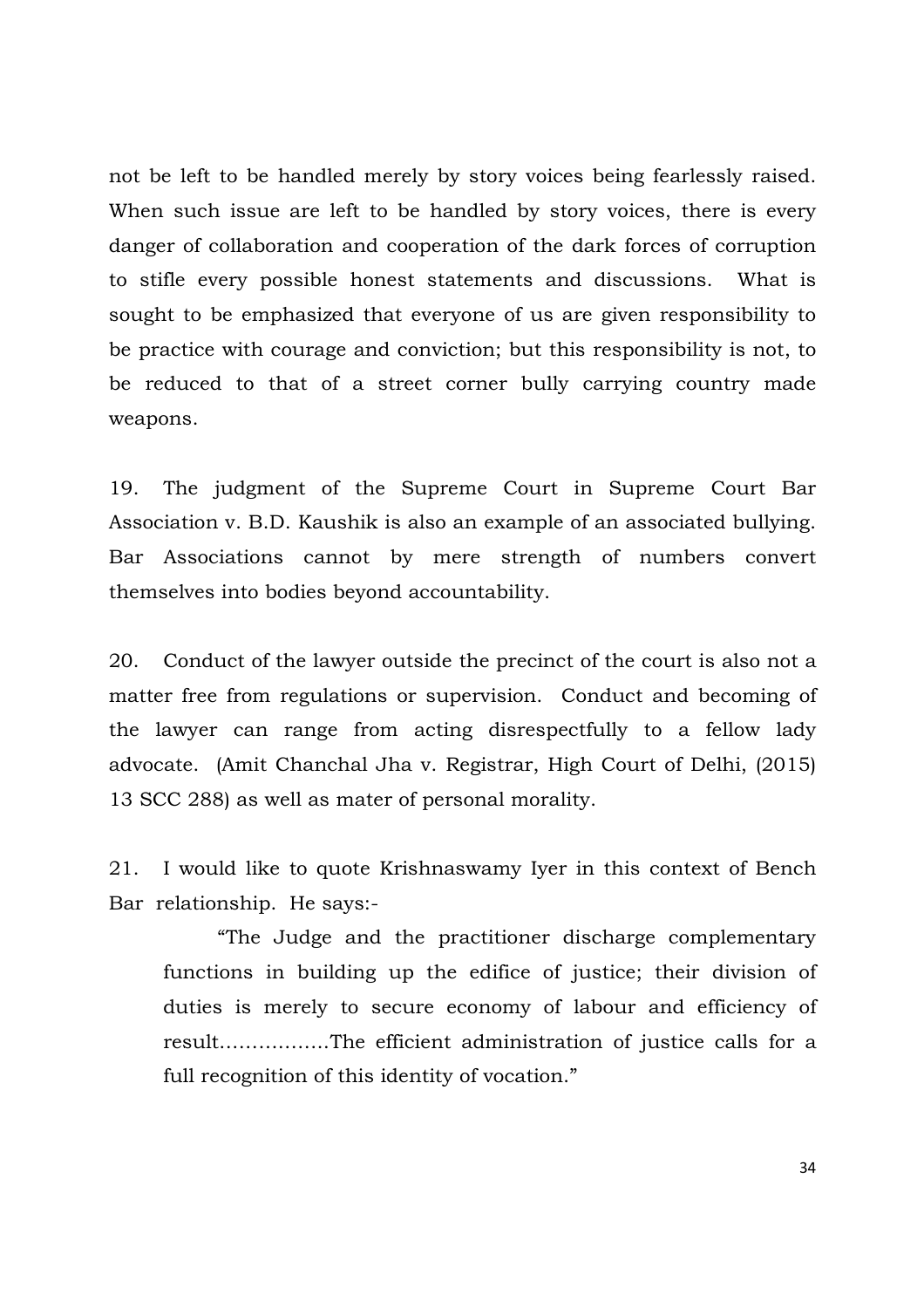not be left to be handled merely by story voices being fearlessly raised. When such issue are left to be handled by story voices, there is every danger of collaboration and cooperation of the dark forces of corruption to stifle every possible honest statements and discussions. What is sought to be emphasized that everyone of us are given responsibility to be practice with courage and conviction; but this responsibility is not, to be reduced to that of a street corner bully carrying country made weapons.

19. The judgment of the Supreme Court in Supreme Court Bar Association v. B.D. Kaushik is also an example of an associated bullying. Bar Associations cannot by mere strength of numbers convert themselves into bodies beyond accountability.

20. Conduct of the lawyer outside the precinct of the court is also not a matter free from regulations or supervision. Conduct and becoming of the lawyer can range from acting disrespectfully to a fellow lady advocate. (Amit Chanchal Jha v. Registrar, High Court of Delhi, (2015) 13 SCC 288) as well as mater of personal morality.

21. I would like to quote Krishnaswamy Iyer in this context of Bench Bar relationship. He says:-

> "The Judge and the practitioner discharge complementary functions in building up the edifice of justice; their division of duties is merely to secure economy of labour and efficiency of result……………..The efficient administration of justice calls for a full recognition of this identity of vocation."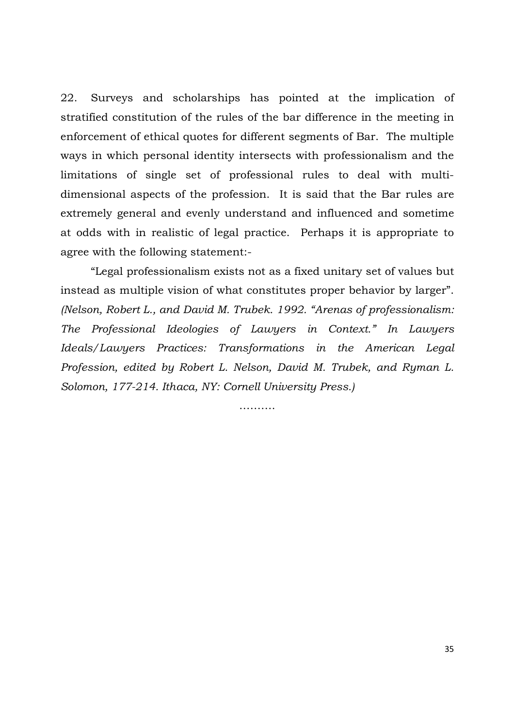22. Surveys and scholarships has pointed at the implication of stratified constitution of the rules of the bar difference in the meeting in enforcement of ethical quotes for different segments of Bar. The multiple ways in which personal identity intersects with professionalism and the limitations of single set of professional rules to deal with multi-dimensional aspects of the profession. It is said that the Bar rules are extremely general and evenly understand and influenced and sometime at odds with in realistic of legal practice. Perhaps it is appropriate to agree with the following statement:-

"Legal professionalism exists not as a fixed unitary set of values but instead as multiple vision of what constitutes proper behavior by larger". *(Nelson, Robert L., and David M. Trubek. 1992. "Arenas of professionalism: The Professional Ideologies of Lawyers in Context." In Lawyers Ideals/Lawyers Practices: Transformations in the American Legal Profession, edited by Robert L. Nelson, David M. Trubek, and Ryman L. Solomon, 177-214. Ithaca, NY: Cornell University Press.)*

……….